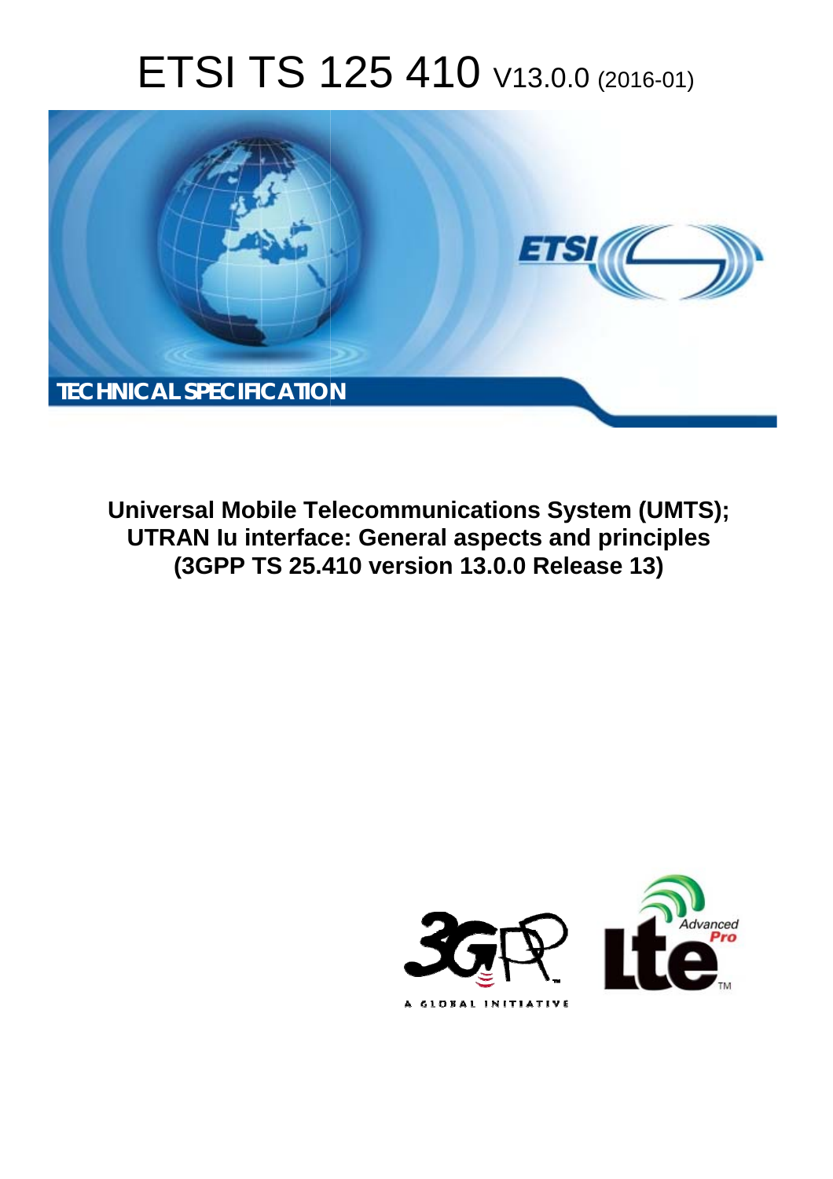# ETSI TS 125 410 V13.0.0 (2016-01)

**TECHNICAL SPECIFICATION**

**Universal Mobile Telecommunications System (UMTS); UTRAN Iu interface: General aspects and principles (3GPP TS 25.410 version 13.0.0 Release 13)**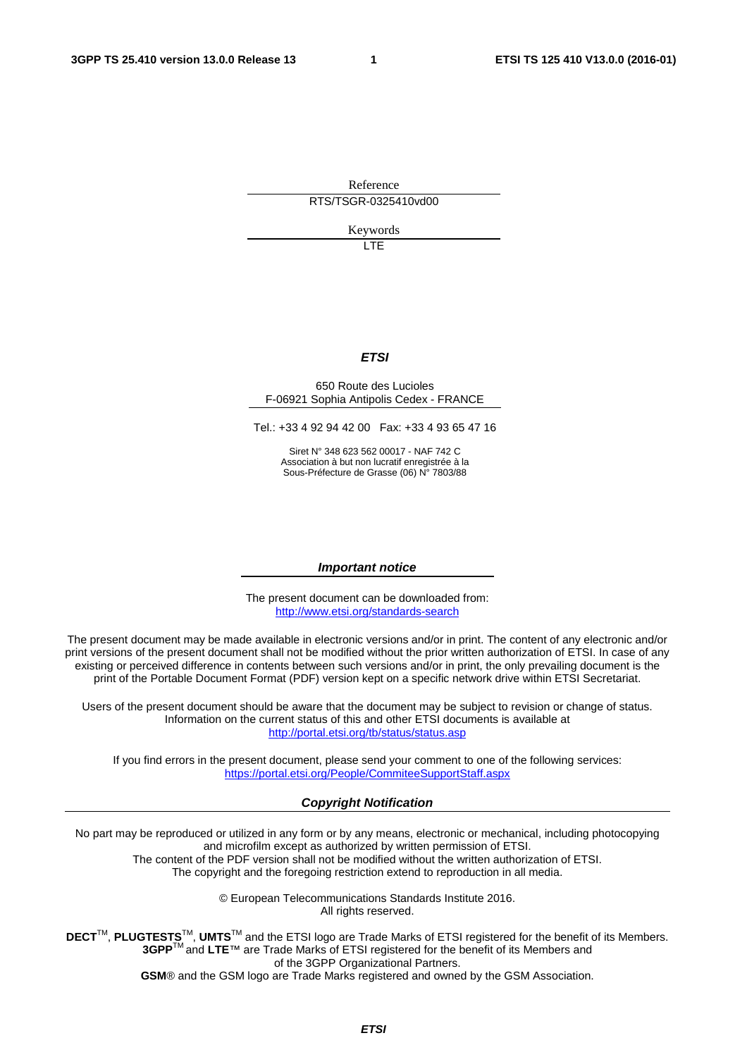Reference

RTS/TSGR-0325410vd00

Keywords

LTE

***ETSI***

650 Route des Lucioles
F-06921 Sophia Antipolis Cedex - FRANCE

Tel.: +33 4 92 94 42 00 Fax: +33 4 93 65 47 16

Siret N° 348 623 562 00017 - NAF 742 C
Association à but non lucratif enregistrée à la
Sous-Préfecture de Grasse (06) N° 7803/88

***Important notice***

The present document can be downloaded from:
http://www.etsi.org/standards-search

The present document may be made available in electronic versions and/or in print. The content of any electronic and/or print versions of the present document shall not be modified without the prior written authorization of ETSI. In case of any existing or perceived difference in contents between such versions and/or in print, the only prevailing document is the print of the Portable Document Format (PDF) version kept on a specific network drive within ETSI Secretariat.

Users of the present document should be aware that the document may be subject to revision or change of status. Information on the current status of this and other ETSI documents is available at
http://portal.etsi.org/tb/status/status.asp

If you find errors in the present document, please send your comment to one of the following services:
https://portal.etsi.org/People/CommiteeSupportStaff.aspx

***Copyright Notification***

No part may be reproduced or utilized in any form or by any means, electronic or mechanical, including photocopying and microfilm except as authorized by written permission of ETSI.
The content of the PDF version shall not be modified without the written authorization of ETSI.
The copyright and the foregoing restriction extend to reproduction in all media.

© European Telecommunications Standards Institute 2016.
All rights reserved.

**DECT**TM, **PLUGTESTS**TM, **UMTS**TM and the ETSI logo are Trade Marks of ETSI registered for the benefit of its Members.
**3GPP**TM and **LTE**™ are Trade Marks of ETSI registered for the benefit of its Members and
of the 3GPP Organizational Partners.
**GSM**® and the GSM logo are Trade Marks registered and owned by the GSM Association.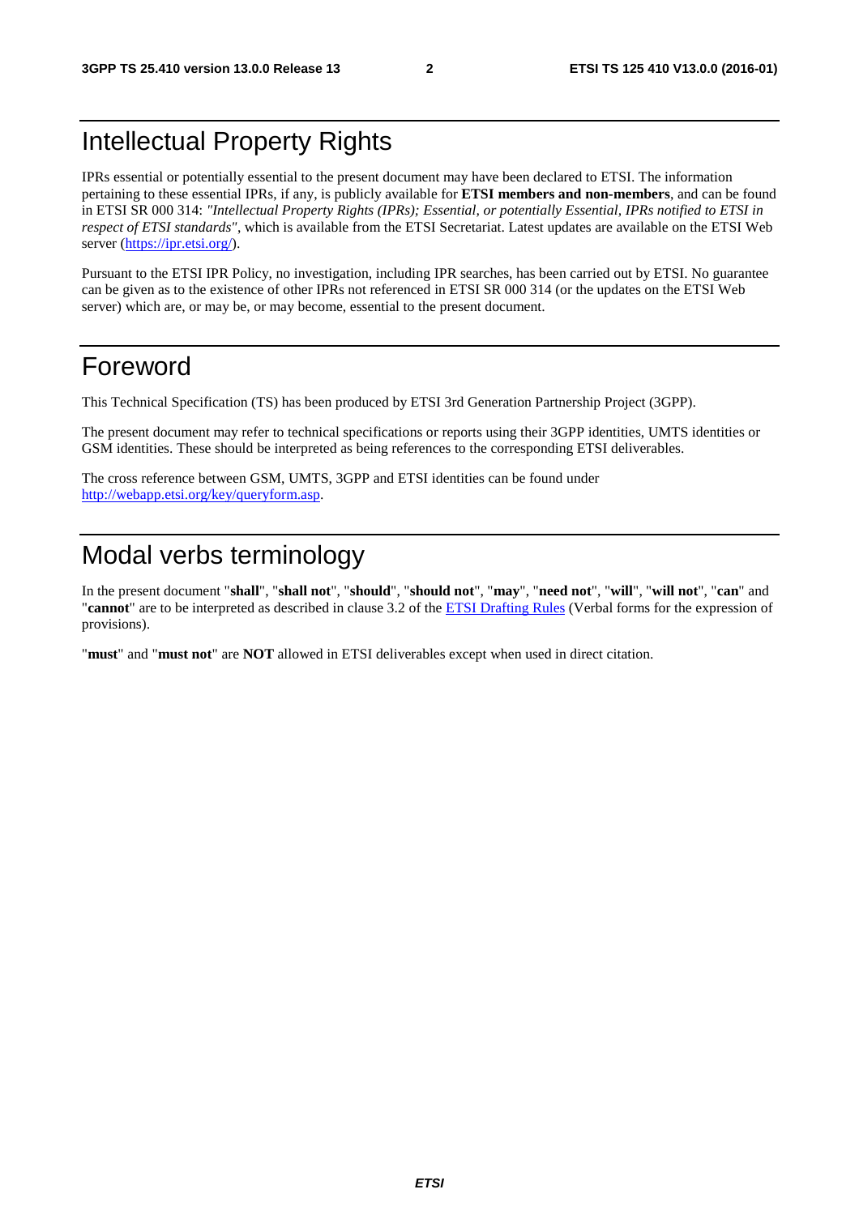# Intellectual Property Rights

IPRs essential or potentially essential to the present document may have been declared to ETSI. The information pertaining to these essential IPRs, if any, is publicly available for **ETSI members and non-members**, and can be found in ETSI SR 000 314: *"Intellectual Property Rights (IPRs); Essential, or potentially Essential, IPRs notified to ETSI in respect of ETSI standards"*, which is available from the ETSI Secretariat. Latest updates are available on the ETSI Web server (https://ipr.etsi.org/).

Pursuant to the ETSI IPR Policy, no investigation, including IPR searches, has been carried out by ETSI. No guarantee can be given as to the existence of other IPRs not referenced in ETSI SR 000 314 (or the updates on the ETSI Web server) which are, or may be, or may become, essential to the present document.

# Foreword

This Technical Specification (TS) has been produced by ETSI 3rd Generation Partnership Project (3GPP).

The present document may refer to technical specifications or reports using their 3GPP identities, UMTS identities or GSM identities. These should be interpreted as being references to the corresponding ETSI deliverables.

The cross reference between GSM, UMTS, 3GPP and ETSI identities can be found under http://webapp.etsi.org/key/queryform.asp.

# Modal verbs terminology

In the present document "**shall**", "**shall not**", "**should**", "**should not**", "**may**", "**need not**", "**will**", "**will not**", "**can**" and "**cannot**" are to be interpreted as described in clause 3.2 of the ETSI Drafting Rules (Verbal forms for the expression of provisions).

"**must**" and "**must not**" are **NOT** allowed in ETSI deliverables except when used in direct citation.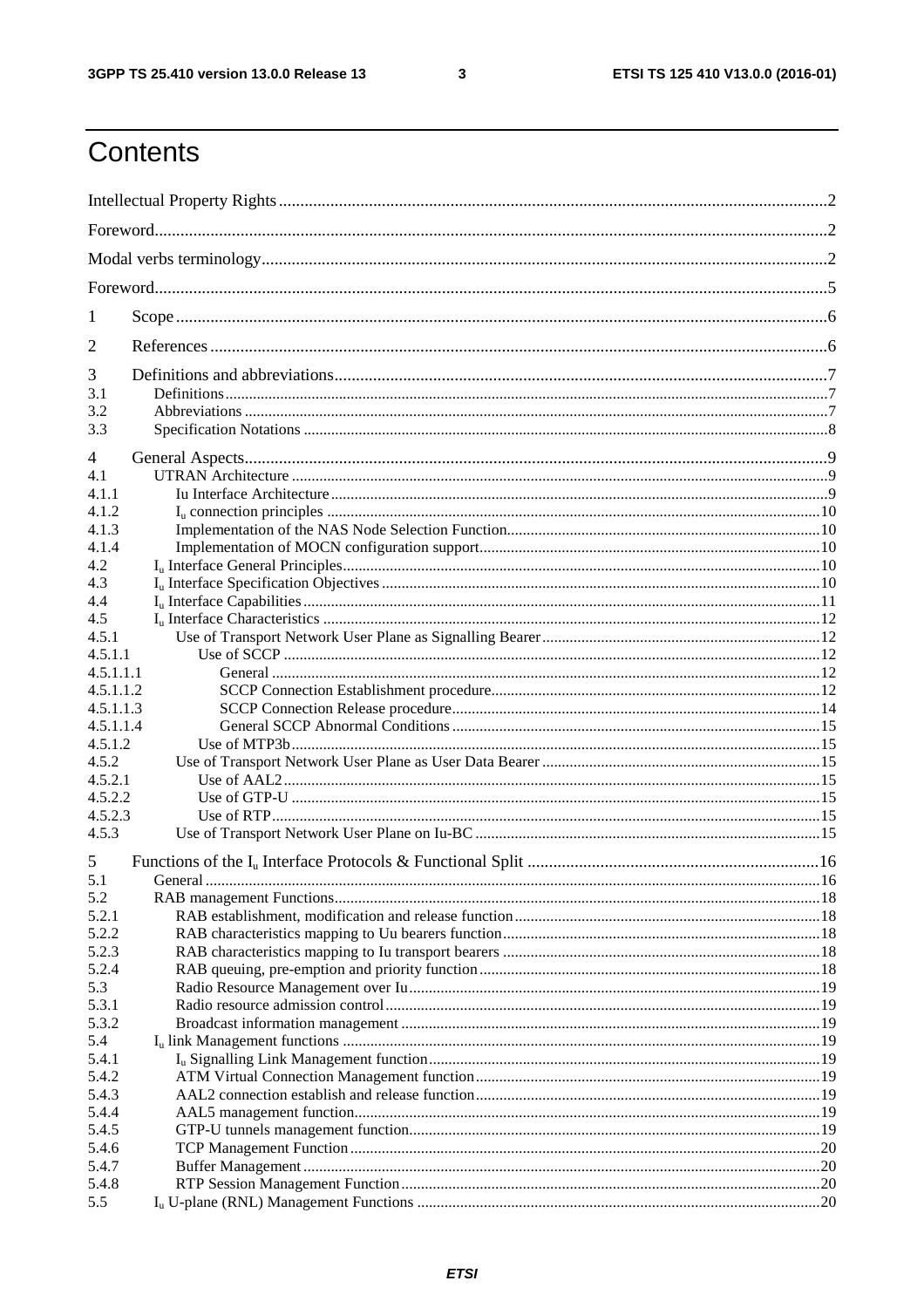# Contents

Intellectual Property Rights ....................................................................................................................... 2

Foreword .................................................................................................................................................... 2

Modal verbs terminology ............................................................................................................................ 2

Foreword .................................................................................................................................................... 5

1 Scope ...................................................................................................................................................... 6

2 References ............................................................................................................................................... 6

3 Definitions and abbreviations .................................................................................................................. 7
- 3.1 Definitions ........................................................................................................................................ 7
- 3.2 Abbreviations ................................................................................................................................... 7
- 3.3 Specification Notations .................................................................................................................... 8

4 General Aspects ....................................................................................................................................... 9
- 4.1 UTRAN Architecture ....................................................................................................................... 9
- 4.1.1 Iu Interface Architecture ............................................................................................................... 9
- 4.1.2 $I_u$ connection principles ............................................................................................................. 10
- 4.1.3 Implementation of the NAS Node Selection Function ................................................................ 10
- 4.1.4 Implementation of MOCN configuration support ....................................................................... 10
- 4.2 $I_u$ Interface General Principles ......................................................................................................... 10
- 4.3 $I_u$ Interface Specification Objectives ............................................................................................... 10
- 4.4 $I_u$ Interface Capabilities .................................................................................................................. 11
- 4.5 $I_u$ Interface Characteristics .............................................................................................................. 12
- 4.5.1 Use of Transport Network User Plane as Signalling Bearer ....................................................... 12
- 4.5.1.1 Use of SCCP ........................................................................................................................... 12
- 4.5.1.1.1 General ............................................................................................................................. 12
- 4.5.1.1.2 SCCP Connection Establishment procedure ...................................................................... 12
- 4.5.1.1.3 SCCP Connection Release procedure ............................................................................... 14
- 4.5.1.1.4 General SCCP Abnormal Conditions ............................................................................... 15
- 4.5.1.2 Use of MTP3b ......................................................................................................................... 15
- 4.5.2 Use of Transport Network User Plane as User Data Bearer ....................................................... 15
- 4.5.2.1 Use of AAL2 ........................................................................................................................... 15
- 4.5.2.2 Use of GTP-U ......................................................................................................................... 15
- 4.5.2.3 Use of RTP .............................................................................................................................. 15
- 4.5.3 Use of Transport Network User Plane on Iu-BC ........................................................................ 15

5 Functions of the $I_u$ Interface Protocols & Functional Split ..................................................................... 16
- 5.1 General ............................................................................................................................................. 16
- 5.2 RAB management Functions ........................................................................................................... 18
- 5.2.1 RAB establishment, modification and release function ............................................................... 18
- 5.2.2 RAB characteristics mapping to Uu bearers function ................................................................. 18
- 5.2.3 RAB characteristics mapping to Iu transport bearers ................................................................. 18
- 5.2.4 RAB queuing, pre-emption and priority function ....................................................................... 18
- 5.3 Radio Resource Management over Iu ............................................................................................. 19
- 5.3.1 Radio resource admission control ............................................................................................... 19
- 5.3.2 Broadcast information management ............................................................................................ 19
- 5.4 $I_u$ link Management functions .......................................................................................................... 19
- 5.4.1 $I_u$ Signalling Link Management function .................................................................................... 19
- 5.4.2 ATM Virtual Connection Management function ........................................................................ 19
- 5.4.3 AAL2 connection establish and release function ........................................................................ 19
- 5.4.4 AAL5 management function ....................................................................................................... 19
- 5.4.5 GTP-U tunnels management function ......................................................................................... 19
- 5.4.6 TCP Management Function ......................................................................................................... 20
- 5.4.7 Buffer Management ..................................................................................................................... 20
- 5.4.8 RTP Session Management Function ........................................................................................... 20
- 5.5 $I_u$ U-plane (RNL) Management Functions ...................................................................................... 20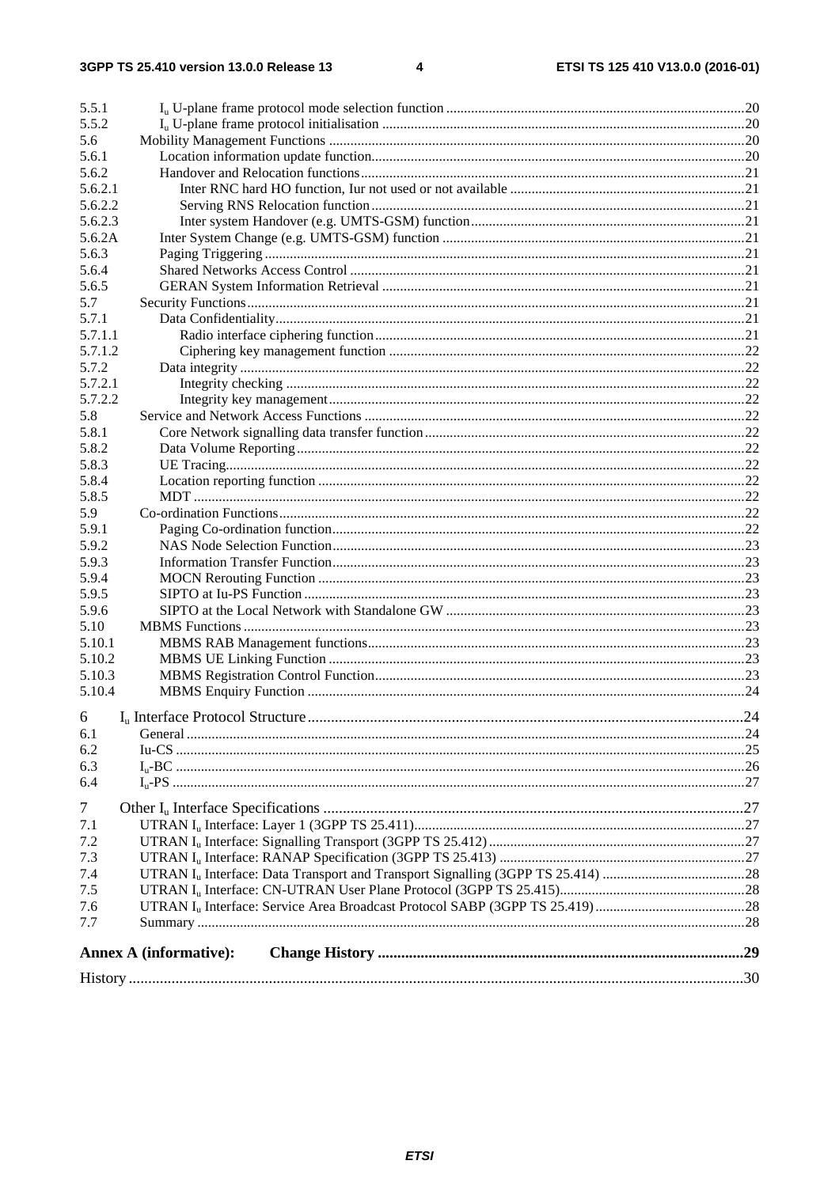5.5.1 $I_u$ U-plane frame protocol mode selection function ....20
5.5.2 $I_u$ U-plane frame protocol initialisation ....20
5.6 Mobility Management Functions ....20
5.6.1 Location information update function....20
5.6.2 Handover and Relocation functions....21
5.6.2.1 Inter RNC hard HO function, Iur not used or not available ....21
5.6.2.2 Serving RNS Relocation function....21
5.6.2.3 Inter system Handover (e.g. UMTS-GSM) function....21
5.6.2A Inter System Change (e.g. UMTS-GSM) function ....21
5.6.3 Paging Triggering ....21
5.6.4 Shared Networks Access Control ....21
5.6.5 GERAN System Information Retrieval ....21
5.7 Security Functions....21
5.7.1 Data Confidentiality....21
5.7.1.1 Radio interface ciphering function....21
5.7.1.2 Ciphering key management function ....22
5.7.2 Data integrity ....22
5.7.2.1 Integrity checking ....22
5.7.2.2 Integrity key management....22
5.8 Service and Network Access Functions ....22
5.8.1 Core Network signalling data transfer function....22
5.8.2 Data Volume Reporting....22
5.8.3 UE Tracing....22
5.8.4 Location reporting function ....22
5.8.5 MDT ....22
5.9 Co-ordination Functions....22
5.9.1 Paging Co-ordination function....22
5.9.2 NAS Node Selection Function....23
5.9.3 Information Transfer Function....23
5.9.4 MOCN Rerouting Function ....23
5.9.5 SIPTO at Iu-PS Function ....23
5.9.6 SIPTO at the Local Network with Standalone GW ....23
5.10 MBMS Functions ....23
5.10.1 MBMS RAB Management functions....23
5.10.2 MBMS UE Linking Function ....23
5.10.3 MBMS Registration Control Function....23
5.10.4 MBMS Enquiry Function ....24

6 $I_u$ Interface Protocol Structure....24
6.1 General....24
6.2 Iu-CS ....25
6.3 $I_u$-BC ....26
6.4 $I_u$-PS ....27

7 Other $I_u$ Interface Specifications ....27
7.1 UTRAN $I_u$ Interface: Layer 1 (3GPP TS 25.411)....27
7.2 UTRAN $I_u$ Interface: Signalling Transport (3GPP TS 25.412)....27
7.3 UTRAN $I_u$ Interface: RANAP Specification (3GPP TS 25.413) ....27
7.4 UTRAN $I_u$ Interface: Data Transport and Transport Signalling (3GPP TS 25.414) ....28
7.5 UTRAN $I_u$ Interface: CN-UTRAN User Plane Protocol (3GPP TS 25.415)....28
7.6 UTRAN $I_u$ Interface: Service Area Broadcast Protocol SABP (3GPP TS 25.419)....28
7.7 Summary ....28

**Annex A (informative): Change History ....29**

History ....30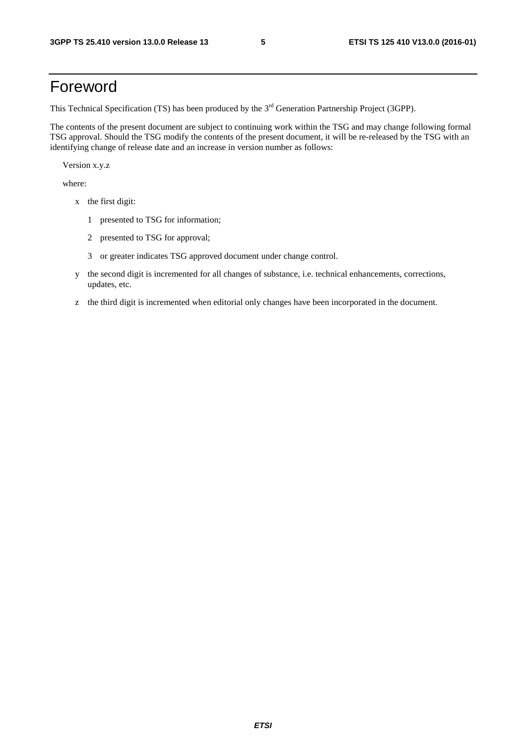# Foreword

This Technical Specification (TS) has been produced by the 3rd Generation Partnership Project (3GPP).

The contents of the present document are subject to continuing work within the TSG and may change following formal TSG approval. Should the TSG modify the contents of the present document, it will be re-released by the TSG with an identifying change of release date and an increase in version number as follows:

Version x.y.z

where:

- x the first digit:
  - 1 presented to TSG for information;
  - 2 presented to TSG for approval;
  - 3 or greater indicates TSG approved document under change control.
- y the second digit is incremented for all changes of substance, i.e. technical enhancements, corrections, updates, etc.
- z the third digit is incremented when editorial only changes have been incorporated in the document.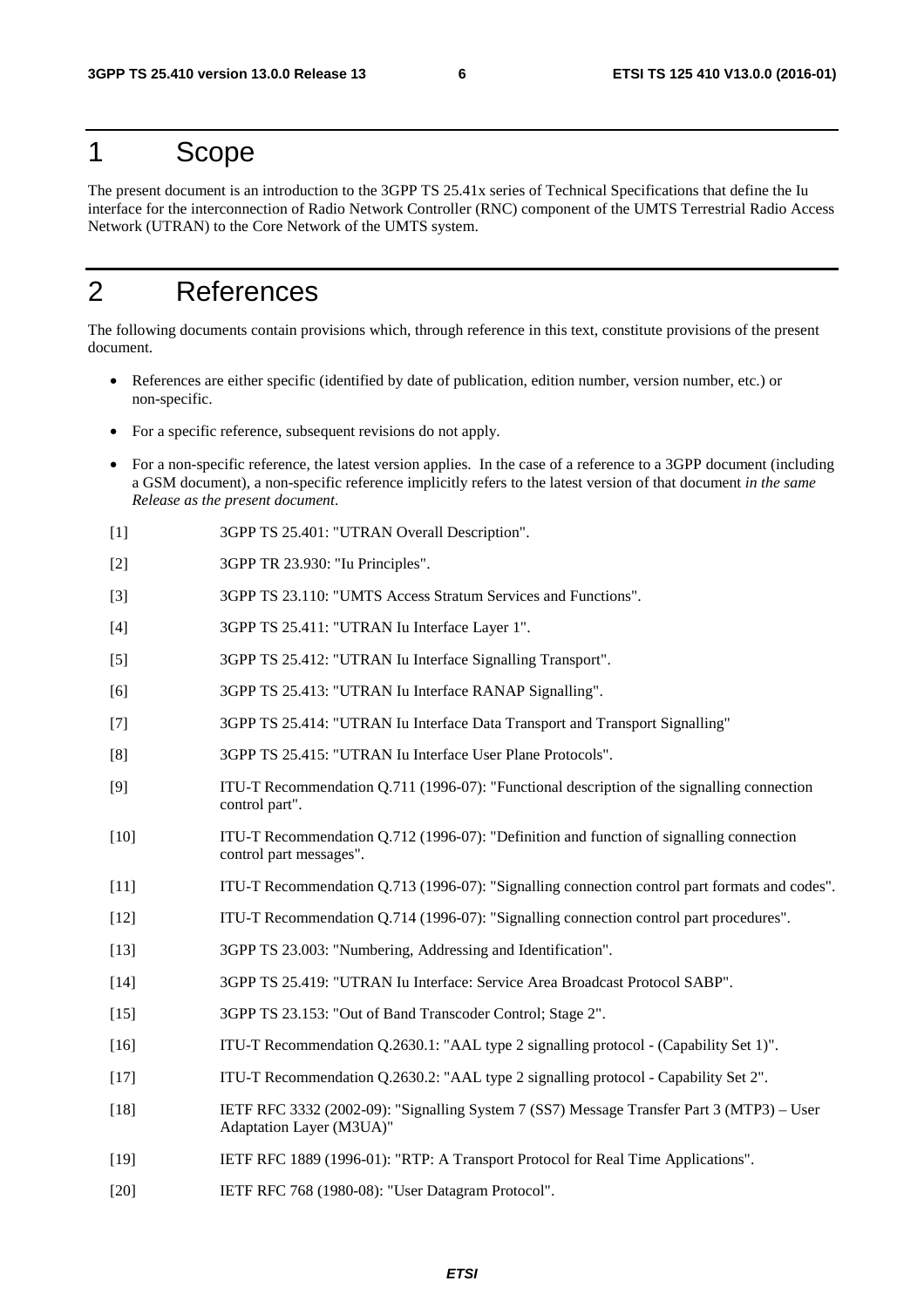# 1 Scope

The present document is an introduction to the 3GPP TS 25.41x series of Technical Specifications that define the Iu interface for the interconnection of Radio Network Controller (RNC) component of the UMTS Terrestrial Radio Access Network (UTRAN) to the Core Network of the UMTS system.

# 2 References

The following documents contain provisions which, through reference in this text, constitute provisions of the present document.

- References are either specific (identified by date of publication, edition number, version number, etc.) or non-specific.
- For a specific reference, subsequent revisions do not apply.
- For a non-specific reference, the latest version applies. In the case of a reference to a 3GPP document (including a GSM document), a non-specific reference implicitly refers to the latest version of that document *in the same Release as the present document*.

[1] 3GPP TS 25.401: "UTRAN Overall Description".

[2] 3GPP TR 23.930: "Iu Principles".

[3] 3GPP TS 23.110: "UMTS Access Stratum Services and Functions".

[4] 3GPP TS 25.411: "UTRAN Iu Interface Layer 1".

[5] 3GPP TS 25.412: "UTRAN Iu Interface Signalling Transport".

[6] 3GPP TS 25.413: "UTRAN Iu Interface RANAP Signalling".

[7] 3GPP TS 25.414: "UTRAN Iu Interface Data Transport and Transport Signalling"

[8] 3GPP TS 25.415: "UTRAN Iu Interface User Plane Protocols".

[9] ITU-T Recommendation Q.711 (1996-07): "Functional description of the signalling connection control part".

[10] ITU-T Recommendation Q.712 (1996-07): "Definition and function of signalling connection control part messages".

[11] ITU-T Recommendation Q.713 (1996-07): "Signalling connection control part formats and codes".

[12] ITU-T Recommendation Q.714 (1996-07): "Signalling connection control part procedures".

[13] 3GPP TS 23.003: "Numbering, Addressing and Identification".

[14] 3GPP TS 25.419: "UTRAN Iu Interface: Service Area Broadcast Protocol SABP".

[15] 3GPP TS 23.153: "Out of Band Transcoder Control; Stage 2".

[16] ITU-T Recommendation Q.2630.1: "AAL type 2 signalling protocol - (Capability Set 1)".

[17] ITU-T Recommendation Q.2630.2: "AAL type 2 signalling protocol - Capability Set 2".

[18] IETF RFC 3332 (2002-09): "Signalling System 7 (SS7) Message Transfer Part 3 (MTP3) – User Adaptation Layer (M3UA)"

[19] IETF RFC 1889 (1996-01): "RTP: A Transport Protocol for Real Time Applications".

[20] IETF RFC 768 (1980-08): "User Datagram Protocol".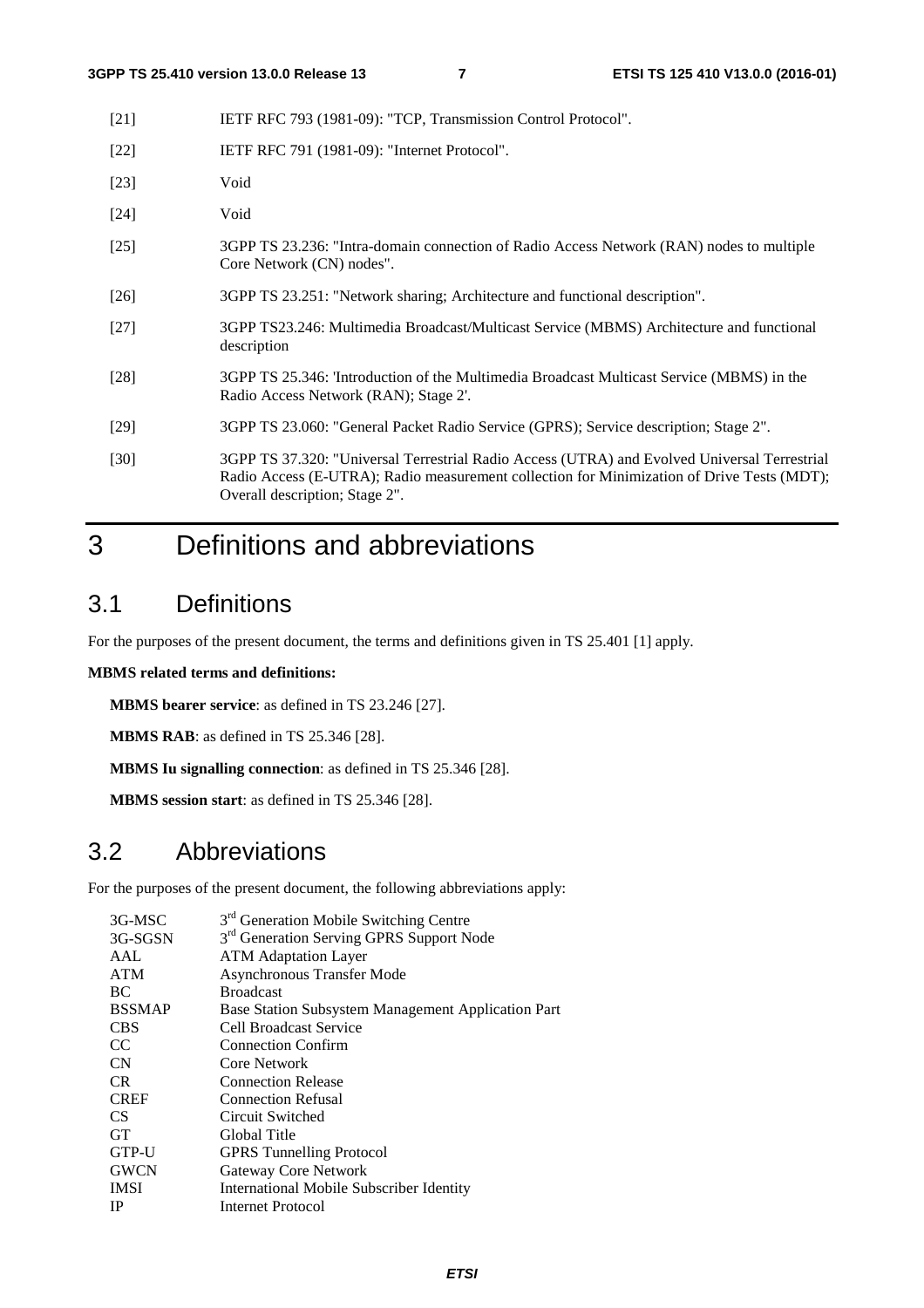[21] IETF RFC 793 (1981-09): "TCP, Transmission Control Protocol".

[22] IETF RFC 791 (1981-09): "Internet Protocol".

[23] Void

[24] Void

[25] 3GPP TS 23.236: "Intra-domain connection of Radio Access Network (RAN) nodes to multiple Core Network (CN) nodes".

[26] 3GPP TS 23.251: "Network sharing; Architecture and functional description".

[27] 3GPP TS23.246: Multimedia Broadcast/Multicast Service (MBMS) Architecture and functional description

[28] 3GPP TS 25.346: 'Introduction of the Multimedia Broadcast Multicast Service (MBMS) in the Radio Access Network (RAN); Stage 2'.

[29] 3GPP TS 23.060: "General Packet Radio Service (GPRS); Service description; Stage 2".

[30] 3GPP TS 37.320: "Universal Terrestrial Radio Access (UTRA) and Evolved Universal Terrestrial Radio Access (E-UTRA); Radio measurement collection for Minimization of Drive Tests (MDT); Overall description; Stage 2".

# 3 Definitions and abbreviations

## 3.1 Definitions

For the purposes of the present document, the terms and definitions given in TS 25.401 [1] apply.

**MBMS related terms and definitions:**

**MBMS bearer service**: as defined in TS 23.246 [27].

**MBMS RAB**: as defined in TS 25.346 [28].

**MBMS Iu signalling connection**: as defined in TS 25.346 [28].

**MBMS session start**: as defined in TS 25.346 [28].

## 3.2 Abbreviations

For the purposes of the present document, the following abbreviations apply:

3G-MSC 3rd Generation Mobile Switching Centre
3G-SGSN 3rd Generation Serving GPRS Support Node
AAL ATM Adaptation Layer
ATM Asynchronous Transfer Mode
BC Broadcast
BSSMAP Base Station Subsystem Management Application Part
CBS Cell Broadcast Service
CC Connection Confirm
CN Core Network
CR Connection Release
CREF Connection Refusal
CS Circuit Switched
GT Global Title
GTP-U GPRS Tunnelling Protocol
GWCN Gateway Core Network
IMSI International Mobile Subscriber Identity
IP Internet Protocol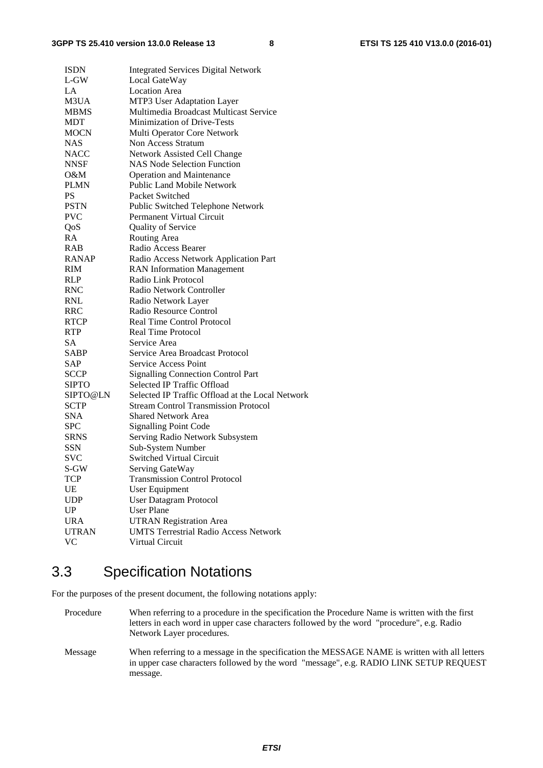| | |
|---|---|
| ISDN | Integrated Services Digital Network |
| L-GW | Local GateWay |
| LA | Location Area |
| M3UA | MTP3 User Adaptation Layer |
| MBMS | Multimedia Broadcast Multicast Service |
| MDT | Minimization of Drive-Tests |
| MOCN | Multi Operator Core Network |
| NAS | Non Access Stratum |
| NACC | Network Assisted Cell Change |
| NNSF | NAS Node Selection Function |
| O&M | Operation and Maintenance |
| PLMN | Public Land Mobile Network |
| PS | Packet Switched |
| PSTN | Public Switched Telephone Network |
| PVC | Permanent Virtual Circuit |
| QoS | Quality of Service |
| RA | Routing Area |
| RAB | Radio Access Bearer |
| RANAP | Radio Access Network Application Part |
| RIM | RAN Information Management |
| RLP | Radio Link Protocol |
| RNC | Radio Network Controller |
| RNL | Radio Network Layer |
| RRC | Radio Resource Control |
| RTCP | Real Time Control Protocol |
| RTP | Real Time Protocol |
| SA | Service Area |
| SABP | Service Area Broadcast Protocol |
| SAP | Service Access Point |
| SCCP | Signalling Connection Control Part |
| SIPTO | Selected IP Traffic Offload |
| SIPTO@LN | Selected IP Traffic Offload at the Local Network |
| SCTP | Stream Control Transmission Protocol |
| SNA | Shared Network Area |
| SPC | Signalling Point Code |
| SRNS | Serving Radio Network Subsystem |
| SSN | Sub-System Number |
| SVC | Switched Virtual Circuit |
| S-GW | Serving GateWay |
| TCP | Transmission Control Protocol |
| UE | User Equipment |
| UDP | User Datagram Protocol |
| UP | User Plane |
| URA | UTRAN Registration Area |
| UTRAN | UMTS Terrestrial Radio Access Network |
| VC | Virtual Circuit |

## 3.3 Specification Notations

For the purposes of the present document, the following notations apply:

Procedure — When referring to a procedure in the specification the Procedure Name is written with the first letters in each word in upper case characters followed by the word "procedure", e.g. Radio Network Layer procedures.

Message — When referring to a message in the specification the MESSAGE NAME is written with all letters in upper case characters followed by the word "message", e.g. RADIO LINK SETUP REQUEST message.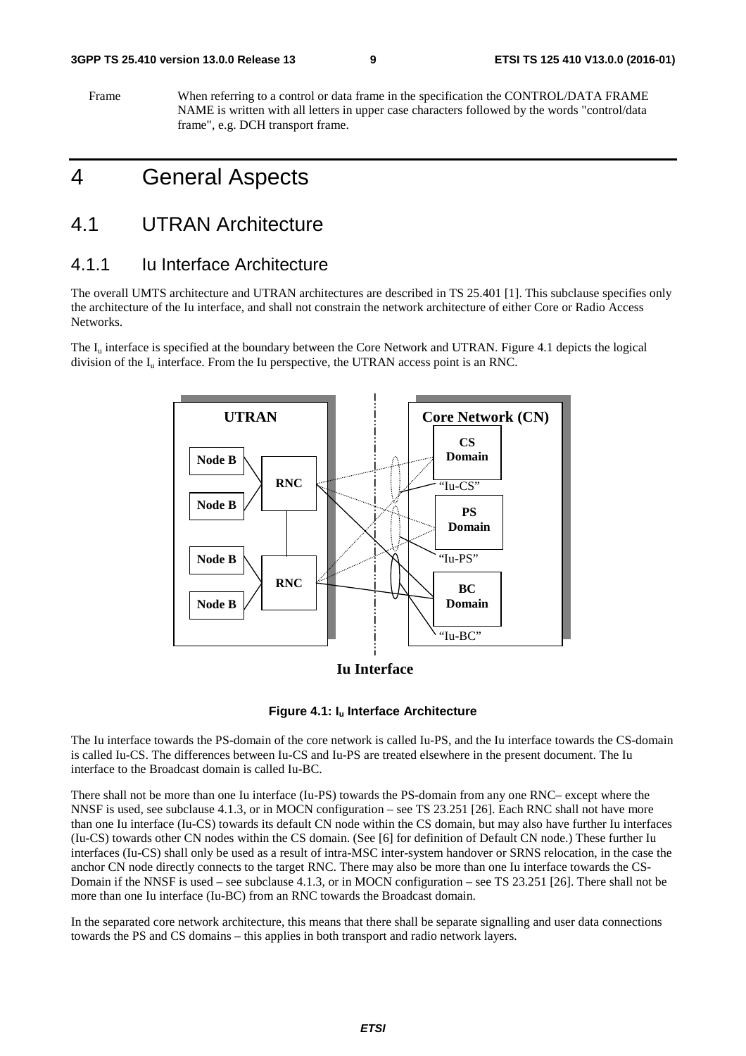Frame When referring to a control or data frame in the specification the CONTROL/DATA FRAME NAME is written with all letters in upper case characters followed by the words "control/data frame", e.g. DCH transport frame.

# 4 General Aspects

## 4.1 UTRAN Architecture

### 4.1.1 Iu Interface Architecture

The overall UMTS architecture and UTRAN architectures are described in TS 25.401 [1]. This subclause specifies only the architecture of the Iu interface, and shall not constrain the network architecture of either Core or Radio Access Networks.

The $I_u$ interface is specified at the boundary between the Core Network and UTRAN. Figure 4.1 depicts the logical division of the $I_u$ interface. From the Iu perspective, the UTRAN access point is an RNC.

UTRAN

Node B

Node B

Node B

Node B

RNC

RNC

Core Network (CN)

CS Domain

"Iu-CS"

PS Domain

"Iu-PS"

BC Domain

"Iu-BC"

Iu Interface

**Figure 4.1: $I_u$ Interface Architecture**

The Iu interface towards the PS-domain of the core network is called Iu-PS, and the Iu interface towards the CS-domain is called Iu-CS. The differences between Iu-CS and Iu-PS are treated elsewhere in the present document. The Iu interface to the Broadcast domain is called Iu-BC.

There shall not be more than one Iu interface (Iu-PS) towards the PS-domain from any one RNC– except where the NNSF is used, see subclause 4.1.3, or in MOCN configuration – see TS 23.251 [26]. Each RNC shall not have more than one Iu interface (Iu-CS) towards its default CN node within the CS domain, but may also have further Iu interfaces (Iu-CS) towards other CN nodes within the CS domain. (See [6] for definition of Default CN node.) These further Iu interfaces (Iu-CS) shall only be used as a result of intra-MSC inter-system handover or SRNS relocation, in the case the anchor CN node directly connects to the target RNC. There may also be more than one Iu interface towards the CS-Domain if the NNSF is used – see subclause 4.1.3, or in MOCN configuration – see TS 23.251 [26]. There shall not be more than one Iu interface (Iu-BC) from an RNC towards the Broadcast domain.

In the separated core network architecture, this means that there shall be separate signalling and user data connections towards the PS and CS domains – this applies in both transport and radio network layers.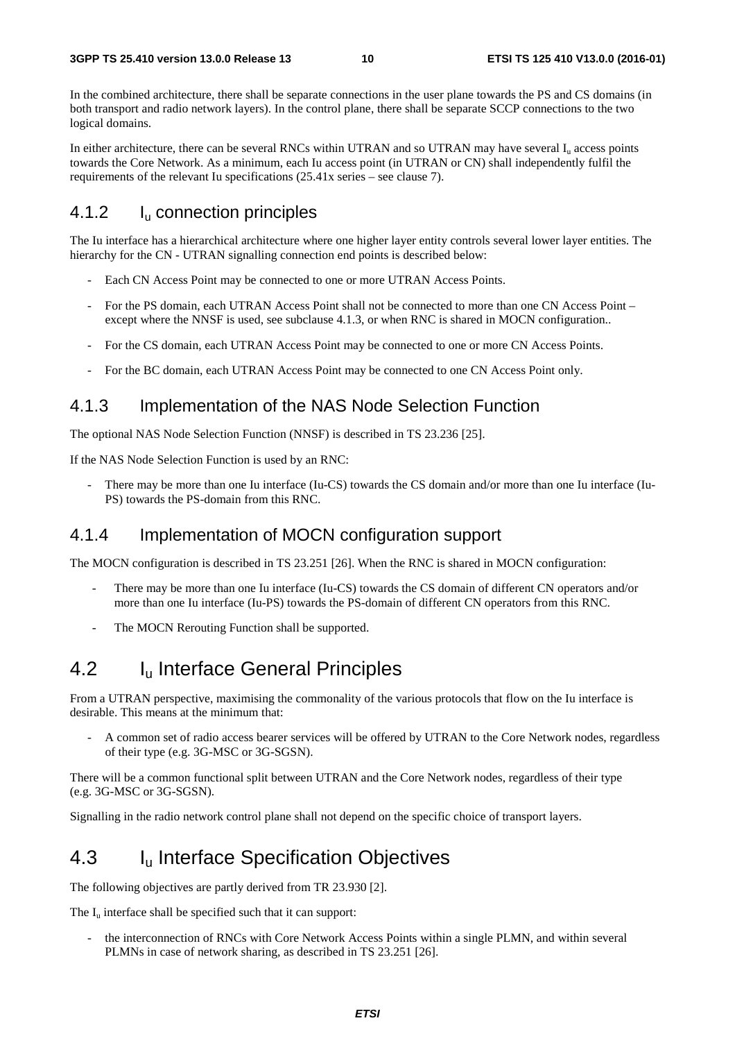In the combined architecture, there shall be separate connections in the user plane towards the PS and CS domains (in both transport and radio network layers). In the control plane, there shall be separate SCCP connections to the two logical domains.

In either architecture, there can be several RNCs within UTRAN and so UTRAN may have several $I_u$ access points towards the Core Network. As a minimum, each Iu access point (in UTRAN or CN) shall independently fulfil the requirements of the relevant Iu specifications (25.41x series – see clause 7).

### 4.1.2 $I_u$ connection principles

The Iu interface has a hierarchical architecture where one higher layer entity controls several lower layer entities. The hierarchy for the CN - UTRAN signalling connection end points is described below:

- Each CN Access Point may be connected to one or more UTRAN Access Points.
- For the PS domain, each UTRAN Access Point shall not be connected to more than one CN Access Point – except where the NNSF is used, see subclause 4.1.3, or when RNC is shared in MOCN configuration..
- For the CS domain, each UTRAN Access Point may be connected to one or more CN Access Points.
- For the BC domain, each UTRAN Access Point may be connected to one CN Access Point only.

### 4.1.3 Implementation of the NAS Node Selection Function

The optional NAS Node Selection Function (NNSF) is described in TS 23.236 [25].

If the NAS Node Selection Function is used by an RNC:

- There may be more than one Iu interface (Iu-CS) towards the CS domain and/or more than one Iu interface (Iu-PS) towards the PS-domain from this RNC.

### 4.1.4 Implementation of MOCN configuration support

The MOCN configuration is described in TS 23.251 [26]. When the RNC is shared in MOCN configuration:

- There may be more than one Iu interface (Iu-CS) towards the CS domain of different CN operators and/or more than one Iu interface (Iu-PS) towards the PS-domain of different CN operators from this RNC.
- The MOCN Rerouting Function shall be supported.

## 4.2 $I_u$ Interface General Principles

From a UTRAN perspective, maximising the commonality of the various protocols that flow on the Iu interface is desirable. This means at the minimum that:

- A common set of radio access bearer services will be offered by UTRAN to the Core Network nodes, regardless of their type (e.g. 3G-MSC or 3G-SGSN).

There will be a common functional split between UTRAN and the Core Network nodes, regardless of their type (e.g. 3G-MSC or 3G-SGSN).

Signalling in the radio network control plane shall not depend on the specific choice of transport layers.

## 4.3 $I_u$ Interface Specification Objectives

The following objectives are partly derived from TR 23.930 [2].

The $I_u$ interface shall be specified such that it can support:

- the interconnection of RNCs with Core Network Access Points within a single PLMN, and within several PLMNs in case of network sharing, as described in TS 23.251 [26].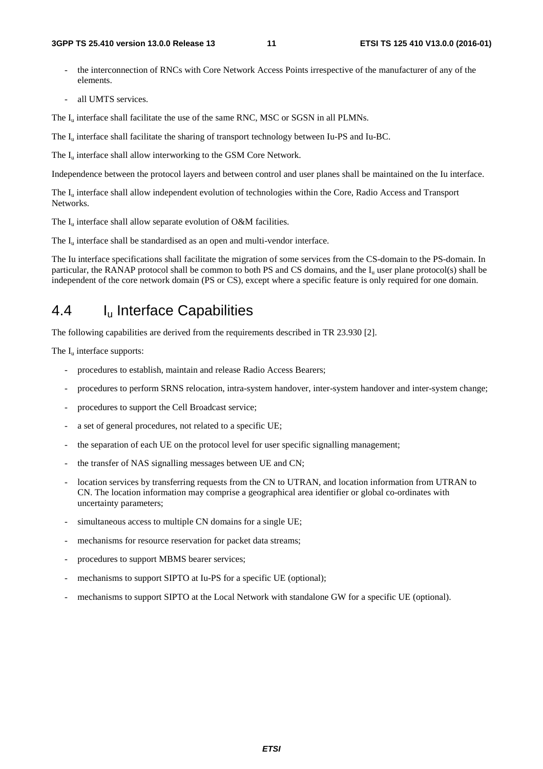- the interconnection of RNCs with Core Network Access Points irrespective of the manufacturer of any of the elements.
- all UMTS services.

The $I_u$ interface shall facilitate the use of the same RNC, MSC or SGSN in all PLMNs.

The $I_u$ interface shall facilitate the sharing of transport technology between Iu-PS and Iu-BC.

The $I_u$ interface shall allow interworking to the GSM Core Network.

Independence between the protocol layers and between control and user planes shall be maintained on the Iu interface.

The $I_u$ interface shall allow independent evolution of technologies within the Core, Radio Access and Transport Networks.

The $I_u$ interface shall allow separate evolution of O&M facilities.

The $I_u$ interface shall be standardised as an open and multi-vendor interface.

The Iu interface specifications shall facilitate the migration of some services from the CS-domain to the PS-domain. In particular, the RANAP protocol shall be common to both PS and CS domains, and the $I_u$ user plane protocol(s) shall be independent of the core network domain (PS or CS), except where a specific feature is only required for one domain.

# 4.4 $I_u$ Interface Capabilities

The following capabilities are derived from the requirements described in TR 23.930 [2].

The $I_u$ interface supports:

- procedures to establish, maintain and release Radio Access Bearers;
- procedures to perform SRNS relocation, intra-system handover, inter-system handover and inter-system change;
- procedures to support the Cell Broadcast service;
- a set of general procedures, not related to a specific UE;
- the separation of each UE on the protocol level for user specific signalling management;
- the transfer of NAS signalling messages between UE and CN;
- location services by transferring requests from the CN to UTRAN, and location information from UTRAN to CN. The location information may comprise a geographical area identifier or global co-ordinates with uncertainty parameters;
- simultaneous access to multiple CN domains for a single UE;
- mechanisms for resource reservation for packet data streams;
- procedures to support MBMS bearer services;
- mechanisms to support SIPTO at Iu-PS for a specific UE (optional);
- mechanisms to support SIPTO at the Local Network with standalone GW for a specific UE (optional).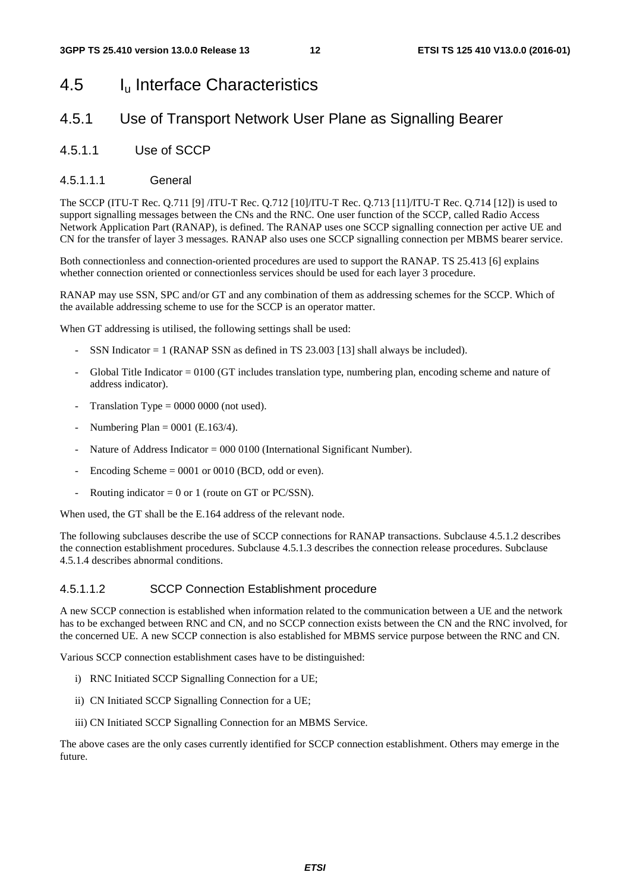# 4.5 $I_u$ Interface Characteristics

## 4.5.1 Use of Transport Network User Plane as Signalling Bearer

### 4.5.1.1 Use of SCCP

#### 4.5.1.1.1 General

The SCCP (ITU-T Rec. Q.711 [9] /ITU-T Rec. Q.712 [10]/ITU-T Rec. Q.713 [11]/ITU-T Rec. Q.714 [12]) is used to support signalling messages between the CNs and the RNC. One user function of the SCCP, called Radio Access Network Application Part (RANAP), is defined. The RANAP uses one SCCP signalling connection per active UE and CN for the transfer of layer 3 messages. RANAP also uses one SCCP signalling connection per MBMS bearer service.

Both connectionless and connection-oriented procedures are used to support the RANAP. TS 25.413 [6] explains whether connection oriented or connectionless services should be used for each layer 3 procedure.

RANAP may use SSN, SPC and/or GT and any combination of them as addressing schemes for the SCCP. Which of the available addressing scheme to use for the SCCP is an operator matter.

When GT addressing is utilised, the following settings shall be used:

- SSN Indicator = 1 (RANAP SSN as defined in TS 23.003 [13] shall always be included).
- Global Title Indicator = 0100 (GT includes translation type, numbering plan, encoding scheme and nature of address indicator).
- Translation Type = 0000 0000 (not used).
- Numbering Plan = 0001 (E.163/4).
- Nature of Address Indicator = 000 0100 (International Significant Number).
- Encoding Scheme = 0001 or 0010 (BCD, odd or even).
- Routing indicator = 0 or 1 (route on GT or PC/SSN).

When used, the GT shall be the E.164 address of the relevant node.

The following subclauses describe the use of SCCP connections for RANAP transactions. Subclause 4.5.1.2 describes the connection establishment procedures. Subclause 4.5.1.3 describes the connection release procedures. Subclause 4.5.1.4 describes abnormal conditions.

#### 4.5.1.1.2 SCCP Connection Establishment procedure

A new SCCP connection is established when information related to the communication between a UE and the network has to be exchanged between RNC and CN, and no SCCP connection exists between the CN and the RNC involved, for the concerned UE. A new SCCP connection is also established for MBMS service purpose between the RNC and CN.

Various SCCP connection establishment cases have to be distinguished:

i) RNC Initiated SCCP Signalling Connection for a UE;

ii) CN Initiated SCCP Signalling Connection for a UE;

iii) CN Initiated SCCP Signalling Connection for an MBMS Service.

The above cases are the only cases currently identified for SCCP connection establishment. Others may emerge in the future.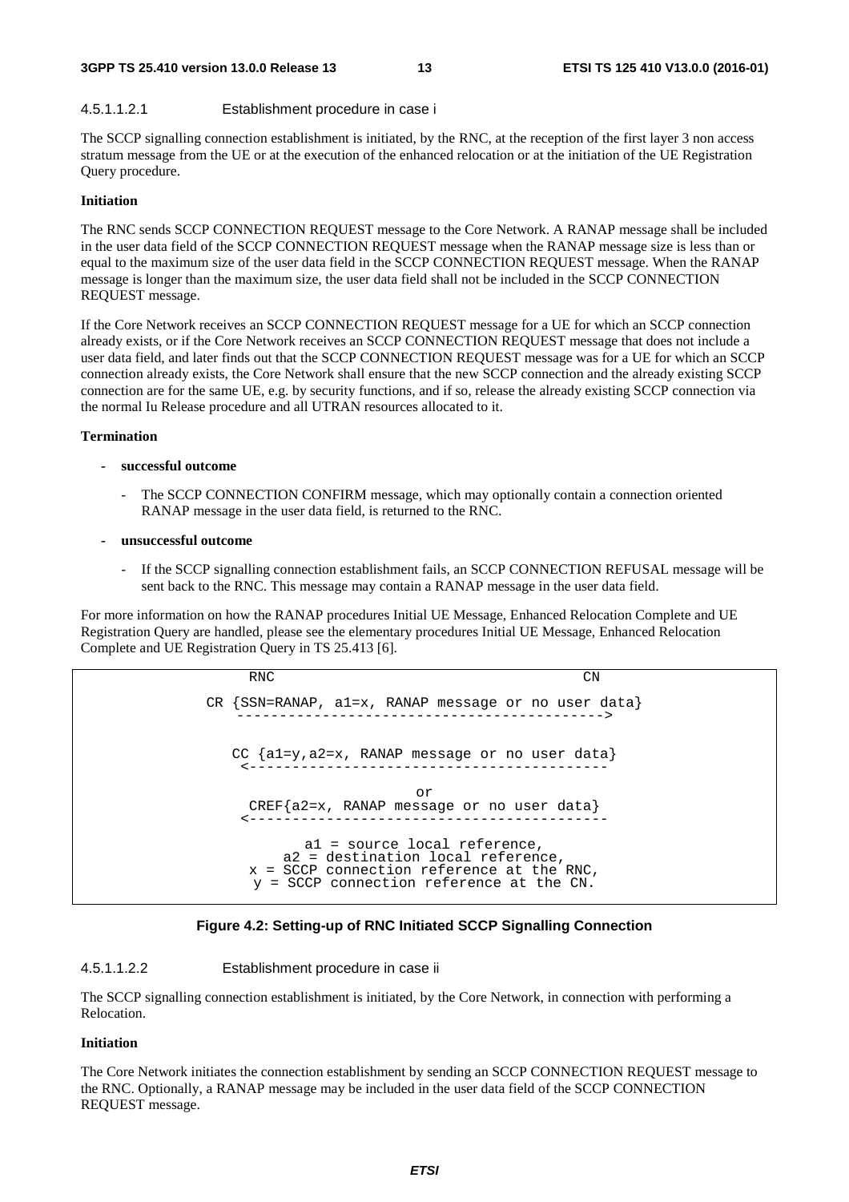#### 4.5.1.1.2.1 Establishment procedure in case i

The SCCP signalling connection establishment is initiated, by the RNC, at the reception of the first layer 3 non access stratum message from the UE or at the execution of the enhanced relocation or at the initiation of the UE Registration Query procedure.

**Initiation**

The RNC sends SCCP CONNECTION REQUEST message to the Core Network. A RANAP message shall be included in the user data field of the SCCP CONNECTION REQUEST message when the RANAP message size is less than or equal to the maximum size of the user data field in the SCCP CONNECTION REQUEST message. When the RANAP message is longer than the maximum size, the user data field shall not be included in the SCCP CONNECTION REQUEST message.

If the Core Network receives an SCCP CONNECTION REQUEST message for a UE for which an SCCP connection already exists, or if the Core Network receives an SCCP CONNECTION REQUEST message that does not include a user data field, and later finds out that the SCCP CONNECTION REQUEST message was for a UE for which an SCCP connection already exists, the Core Network shall ensure that the new SCCP connection and the already existing SCCP connection are for the same UE, e.g. by security functions, and if so, release the already existing SCCP connection via the normal Iu Release procedure and all UTRAN resources allocated to it.

**Termination**

- **successful outcome**
  - The SCCP CONNECTION CONFIRM message, which may optionally contain a connection oriented RANAP message in the user data field, is returned to the RNC.
- **unsuccessful outcome**
  - If the SCCP signalling connection establishment fails, an SCCP CONNECTION REFUSAL message will be sent back to the RNC. This message may contain a RANAP message in the user data field.

For more information on how the RANAP procedures Initial UE Message, Enhanced Relocation Complete and UE Registration Query are handled, please see the elementary procedures Initial UE Message, Enhanced Relocation Complete and UE Registration Query in TS 25.413 [6].

```
       RNC                                        CN

 CR {SSN=RANAP, a1=x, RANAP message or no user data}
      ------------------------------------------->


    CC {a1=y,a2=x, RANAP message or no user data}
     <------------------------------------------

                          or
     CREF{a2=x, RANAP message or no user data}
     <------------------------------------------

              a1 = source local reference,
           a2 = destination local reference,
       x = SCCP connection reference at the RNC,
        y = SCCP connection reference at the CN.
```

**Figure 4.2: Setting-up of RNC Initiated SCCP Signalling Connection**

#### 4.5.1.1.2.2 Establishment procedure in case ii

The SCCP signalling connection establishment is initiated, by the Core Network, in connection with performing a Relocation.

**Initiation**

The Core Network initiates the connection establishment by sending an SCCP CONNECTION REQUEST message to the RNC. Optionally, a RANAP message may be included in the user data field of the SCCP CONNECTION REQUEST message.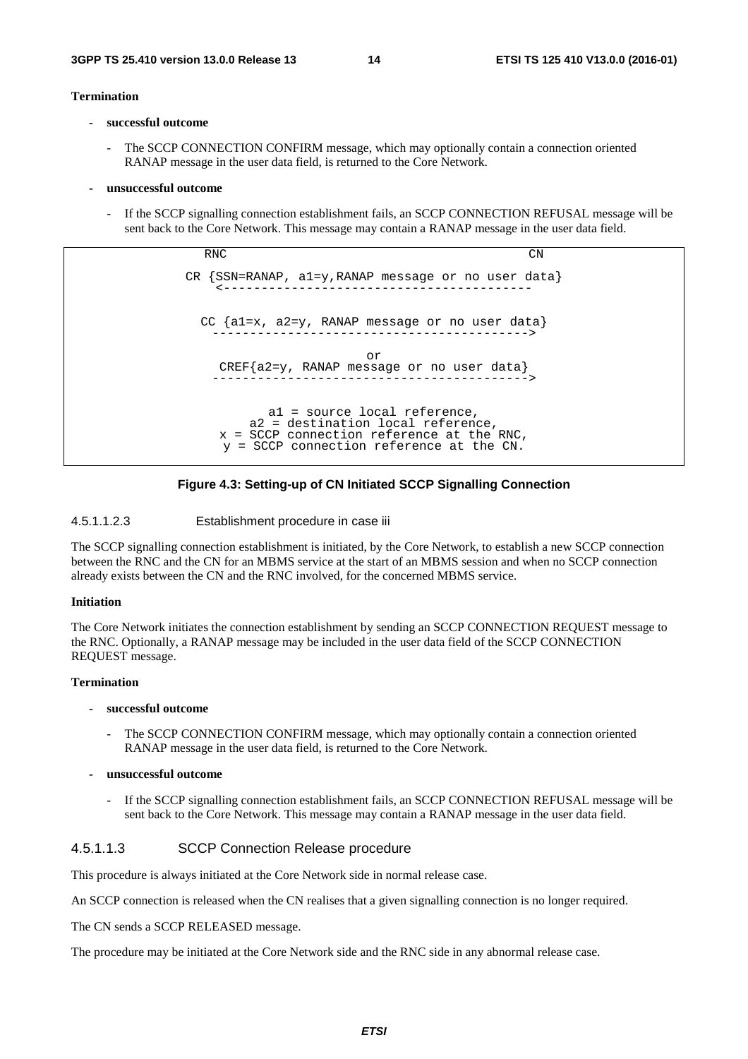**Termination**

- **successful outcome**
  - The SCCP CONNECTION CONFIRM message, which may optionally contain a connection oriented RANAP message in the user data field, is returned to the Core Network.

- **unsuccessful outcome**
  - If the SCCP signalling connection establishment fails, an SCCP CONNECTION REFUSAL message will be sent back to the Core Network. This message may contain a RANAP message in the user data field.

```
          RNC                                             CN

         CR {SSN=RANAP, a1=y,RANAP message or no user data}
            <-----------------------------------------

           CC {a1=x, a2=y, RANAP message or no user data}
             ----------------------------------------->

                                or
            CREF{a2=y, RANAP message or no user data}
             ----------------------------------------->


                    a1 = source local reference,
                 a2 = destination local reference,
             x = SCCP connection reference at the RNC,
              y = SCCP connection reference at the CN.
```

**Figure 4.3: Setting-up of CN Initiated SCCP Signalling Connection**

#### 4.5.1.1.2.3 Establishment procedure in case iii

The SCCP signalling connection establishment is initiated, by the Core Network, to establish a new SCCP connection between the RNC and the CN for an MBMS service at the start of an MBMS session and when no SCCP connection already exists between the CN and the RNC involved, for the concerned MBMS service.

**Initiation**

The Core Network initiates the connection establishment by sending an SCCP CONNECTION REQUEST message to the RNC. Optionally, a RANAP message may be included in the user data field of the SCCP CONNECTION REQUEST message.

**Termination**

- **successful outcome**
  - The SCCP CONNECTION CONFIRM message, which may optionally contain a connection oriented RANAP message in the user data field, is returned to the Core Network.

- **unsuccessful outcome**
  - If the SCCP signalling connection establishment fails, an SCCP CONNECTION REFUSAL message will be sent back to the Core Network. This message may contain a RANAP message in the user data field.

#### 4.5.1.1.3 SCCP Connection Release procedure

This procedure is always initiated at the Core Network side in normal release case.

An SCCP connection is released when the CN realises that a given signalling connection is no longer required.

The CN sends a SCCP RELEASED message.

The procedure may be initiated at the Core Network side and the RNC side in any abnormal release case.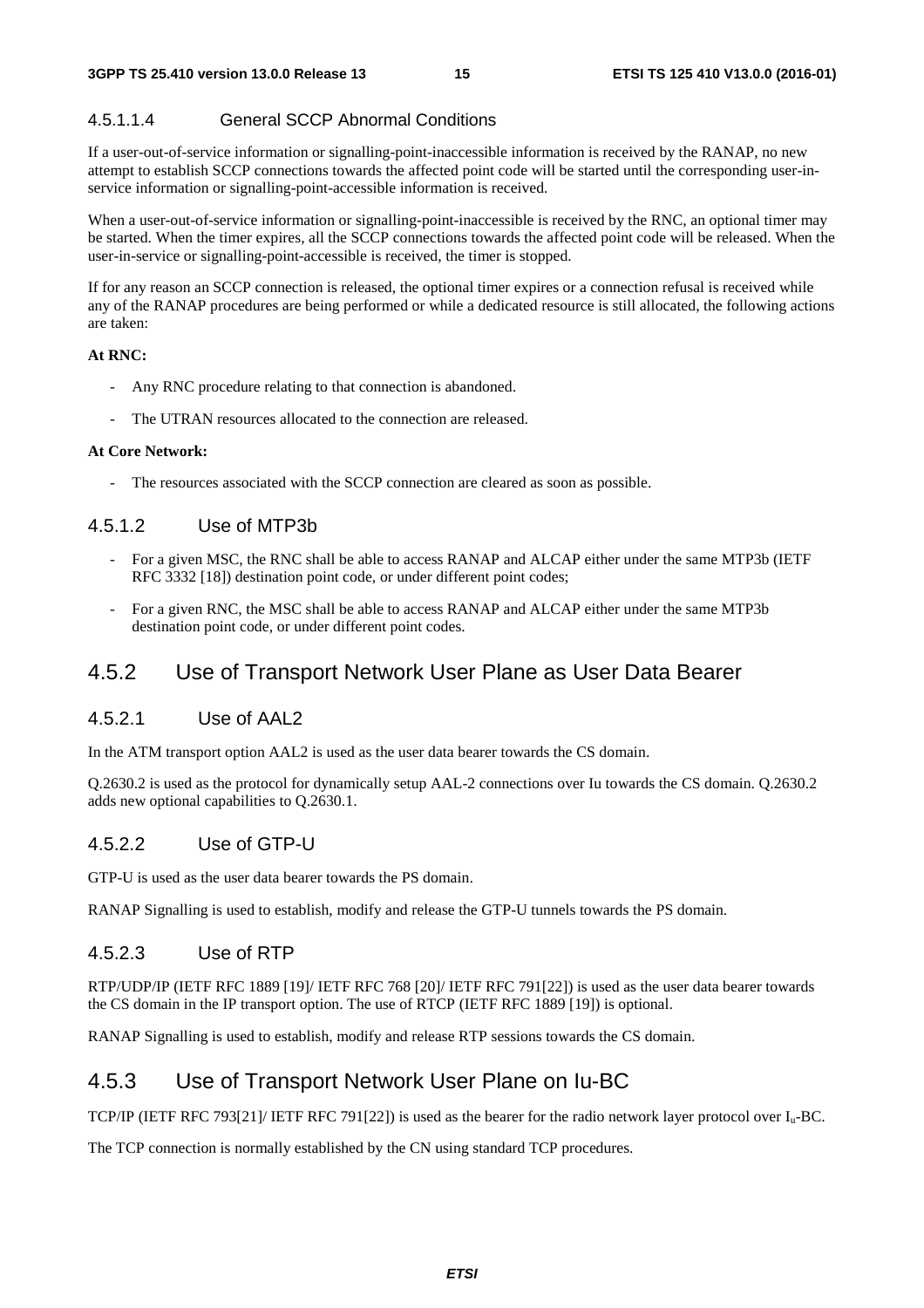#### 4.5.1.1.4 General SCCP Abnormal Conditions

If a user-out-of-service information or signalling-point-inaccessible information is received by the RANAP, no new attempt to establish SCCP connections towards the affected point code will be started until the corresponding user-in-service information or signalling-point-accessible information is received.

When a user-out-of-service information or signalling-point-inaccessible is received by the RNC, an optional timer may be started. When the timer expires, all the SCCP connections towards the affected point code will be released. When the user-in-service or signalling-point-accessible is received, the timer is stopped.

If for any reason an SCCP connection is released, the optional timer expires or a connection refusal is received while any of the RANAP procedures are being performed or while a dedicated resource is still allocated, the following actions are taken:

**At RNC:**

- Any RNC procedure relating to that connection is abandoned.
- The UTRAN resources allocated to the connection are released.

**At Core Network:**

- The resources associated with the SCCP connection are cleared as soon as possible.

### 4.5.1.2 Use of MTP3b

- For a given MSC, the RNC shall be able to access RANAP and ALCAP either under the same MTP3b (IETF RFC 3332 [18]) destination point code, or under different point codes;
- For a given RNC, the MSC shall be able to access RANAP and ALCAP either under the same MTP3b destination point code, or under different point codes.

## 4.5.2 Use of Transport Network User Plane as User Data Bearer

### 4.5.2.1 Use of AAL2

In the ATM transport option AAL2 is used as the user data bearer towards the CS domain.

Q.2630.2 is used as the protocol for dynamically setup AAL-2 connections over Iu towards the CS domain. Q.2630.2 adds new optional capabilities to Q.2630.1.

### 4.5.2.2 Use of GTP-U

GTP-U is used as the user data bearer towards the PS domain.

RANAP Signalling is used to establish, modify and release the GTP-U tunnels towards the PS domain.

### 4.5.2.3 Use of RTP

RTP/UDP/IP (IETF RFC 1889 [19]/ IETF RFC 768 [20]/ IETF RFC 791[22]) is used as the user data bearer towards the CS domain in the IP transport option. The use of RTCP (IETF RFC 1889 [19]) is optional.

RANAP Signalling is used to establish, modify and release RTP sessions towards the CS domain.

## 4.5.3 Use of Transport Network User Plane on Iu-BC

TCP/IP (IETF RFC 793[21]/ IETF RFC 791[22]) is used as the bearer for the radio network layer protocol over $I_u$-BC.

The TCP connection is normally established by the CN using standard TCP procedures.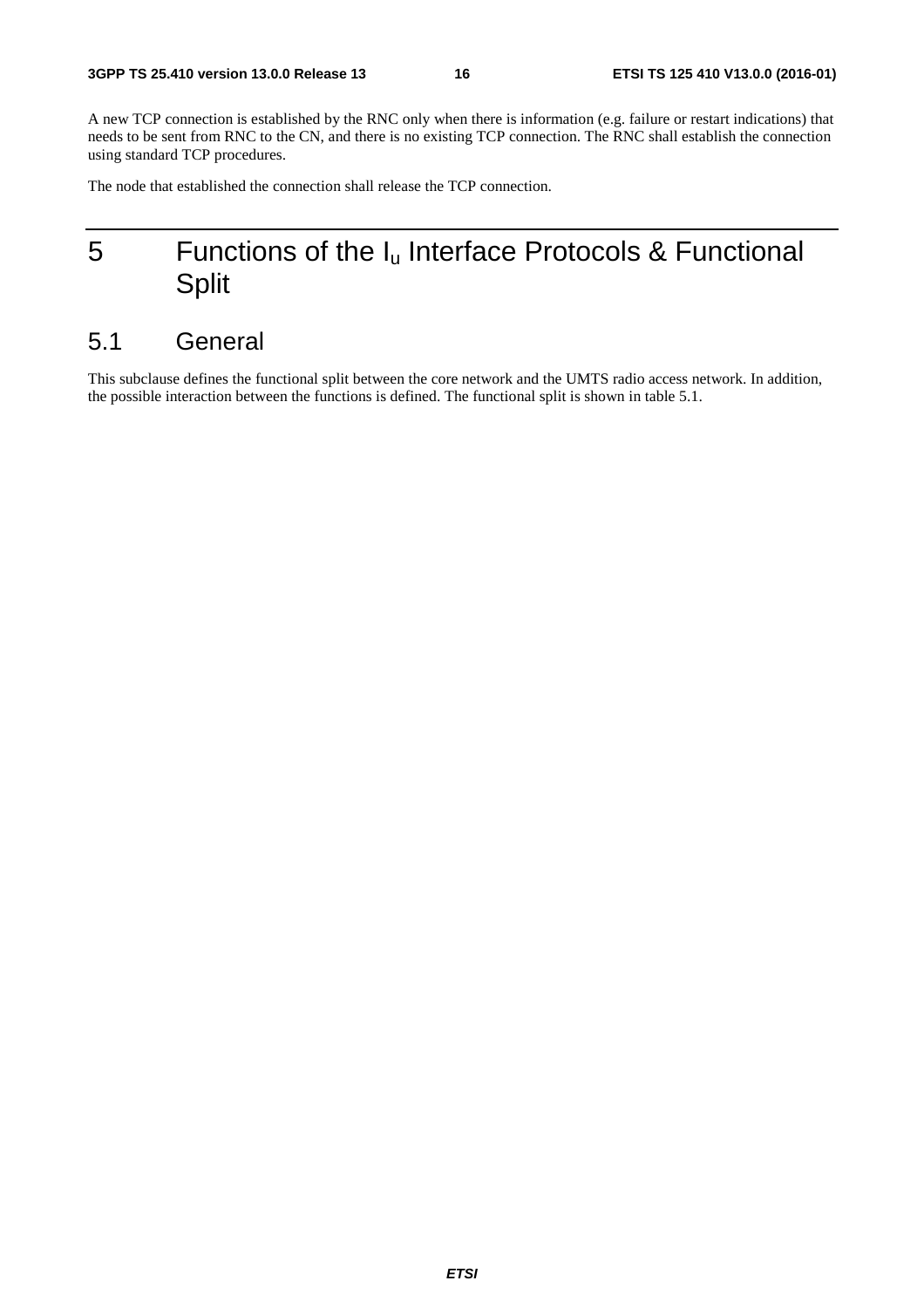A new TCP connection is established by the RNC only when there is information (e.g. failure or restart indications) that needs to be sent from RNC to the CN, and there is no existing TCP connection. The RNC shall establish the connection using standard TCP procedures.

The node that established the connection shall release the TCP connection.

# 5 Functions of the $I_u$ Interface Protocols & Functional Split

## 5.1 General

This subclause defines the functional split between the core network and the UMTS radio access network. In addition, the possible interaction between the functions is defined. The functional split is shown in table 5.1.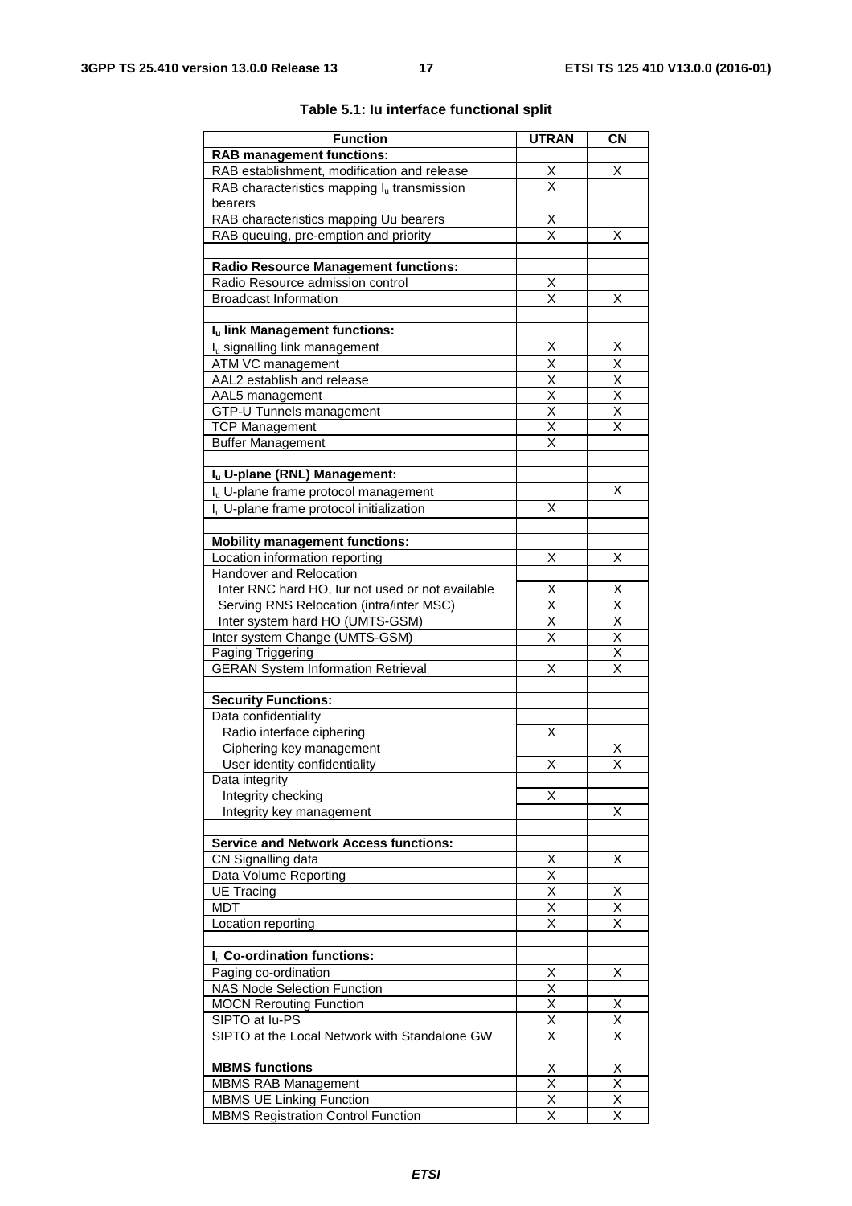**Table 5.1: Iu interface functional split**

| Function | UTRAN | CN |
|---|---|---|
| **RAB management functions:** | | |
| RAB establishment, modification and release | X | X |
| RAB characteristics mapping $I_u$ transmission bearers | X | |
| RAB characteristics mapping Uu bearers | X | |
| RAB queuing, pre-emption and priority | X | X |
| | | |
| **Radio Resource Management functions:** | | |
| Radio Resource admission control | X | |
| Broadcast Information | X | X |
| | | |
| **$I_u$ link Management functions:** | | |
| $I_u$ signalling link management | X | X |
| ATM VC management | X | X |
| AAL2 establish and release | X | X |
| AAL5 management | X | X |
| GTP-U Tunnels management | X | X |
| TCP Management | X | X |
| Buffer Management | X | |
| | | |
| **$I_u$ U-plane (RNL) Management:** | | |
| $I_u$ U-plane frame protocol management | | X |
| $I_u$ U-plane frame protocol initialization | X | |
| | | |
| **Mobility management functions:** | | |
| Location information reporting | X | X |
| Handover and Relocation | | |
| Inter RNC hard HO, Iur not used or not available | X | X |
| Serving RNS Relocation (intra/inter MSC) | X | X |
| Inter system hard HO (UMTS-GSM) | X | X |
| Inter system Change (UMTS-GSM) | X | X |
| Paging Triggering | | X |
| GERAN System Information Retrieval | X | X |
| | | |
| **Security Functions:** | | |
| Data confidentiality | | |
| Radio interface ciphering | X | |
| Ciphering key management | | X |
| User identity confidentiality | X | X |
| Data integrity | | |
| Integrity checking | X | |
| Integrity key management | | X |
| | | |
| **Service and Network Access functions:** | | |
| CN Signalling data | X | X |
| Data Volume Reporting | X | |
| UE Tracing | X | X |
| MDT | X | X |
| Location reporting | X | X |
| | | |
| **$I_u$ Co-ordination functions:** | | |
| Paging co-ordination | X | X |
| NAS Node Selection Function | X | |
| MOCN Rerouting Function | X | X |
| SIPTO at Iu-PS | X | X |
| SIPTO at the Local Network with Standalone GW | X | X |
| | | |
| **MBMS functions** | X | X |
| MBMS RAB Management | X | X |
| MBMS UE Linking Function | X | X |
| MBMS Registration Control Function | X | X |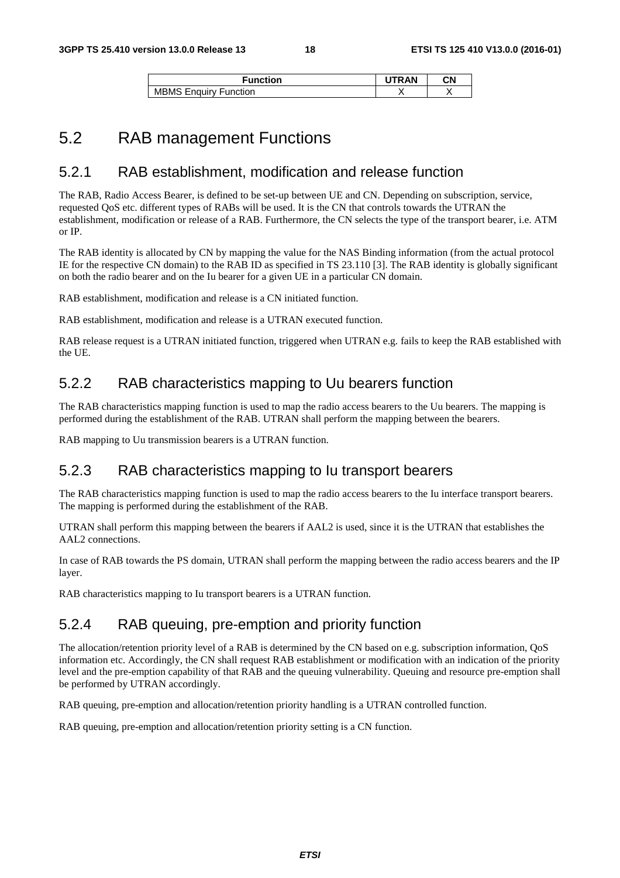| Function | UTRAN | CN |
| --- | --- | --- |
| MBMS Enquiry Function | X | X |

## 5.2 RAB management Functions

### 5.2.1 RAB establishment, modification and release function

The RAB, Radio Access Bearer, is defined to be set-up between UE and CN. Depending on subscription, service, requested QoS etc. different types of RABs will be used. It is the CN that controls towards the UTRAN the establishment, modification or release of a RAB. Furthermore, the CN selects the type of the transport bearer, i.e. ATM or IP.

The RAB identity is allocated by CN by mapping the value for the NAS Binding information (from the actual protocol IE for the respective CN domain) to the RAB ID as specified in TS 23.110 [3]. The RAB identity is globally significant on both the radio bearer and on the Iu bearer for a given UE in a particular CN domain.

RAB establishment, modification and release is a CN initiated function.

RAB establishment, modification and release is a UTRAN executed function.

RAB release request is a UTRAN initiated function, triggered when UTRAN e.g. fails to keep the RAB established with the UE.

### 5.2.2 RAB characteristics mapping to Uu bearers function

The RAB characteristics mapping function is used to map the radio access bearers to the Uu bearers. The mapping is performed during the establishment of the RAB. UTRAN shall perform the mapping between the bearers.

RAB mapping to Uu transmission bearers is a UTRAN function.

### 5.2.3 RAB characteristics mapping to Iu transport bearers

The RAB characteristics mapping function is used to map the radio access bearers to the Iu interface transport bearers. The mapping is performed during the establishment of the RAB.

UTRAN shall perform this mapping between the bearers if AAL2 is used, since it is the UTRAN that establishes the AAL2 connections.

In case of RAB towards the PS domain, UTRAN shall perform the mapping between the radio access bearers and the IP layer.

RAB characteristics mapping to Iu transport bearers is a UTRAN function.

### 5.2.4 RAB queuing, pre-emption and priority function

The allocation/retention priority level of a RAB is determined by the CN based on e.g. subscription information, QoS information etc. Accordingly, the CN shall request RAB establishment or modification with an indication of the priority level and the pre-emption capability of that RAB and the queuing vulnerability. Queuing and resource pre-emption shall be performed by UTRAN accordingly.

RAB queuing, pre-emption and allocation/retention priority handling is a UTRAN controlled function.

RAB queuing, pre-emption and allocation/retention priority setting is a CN function.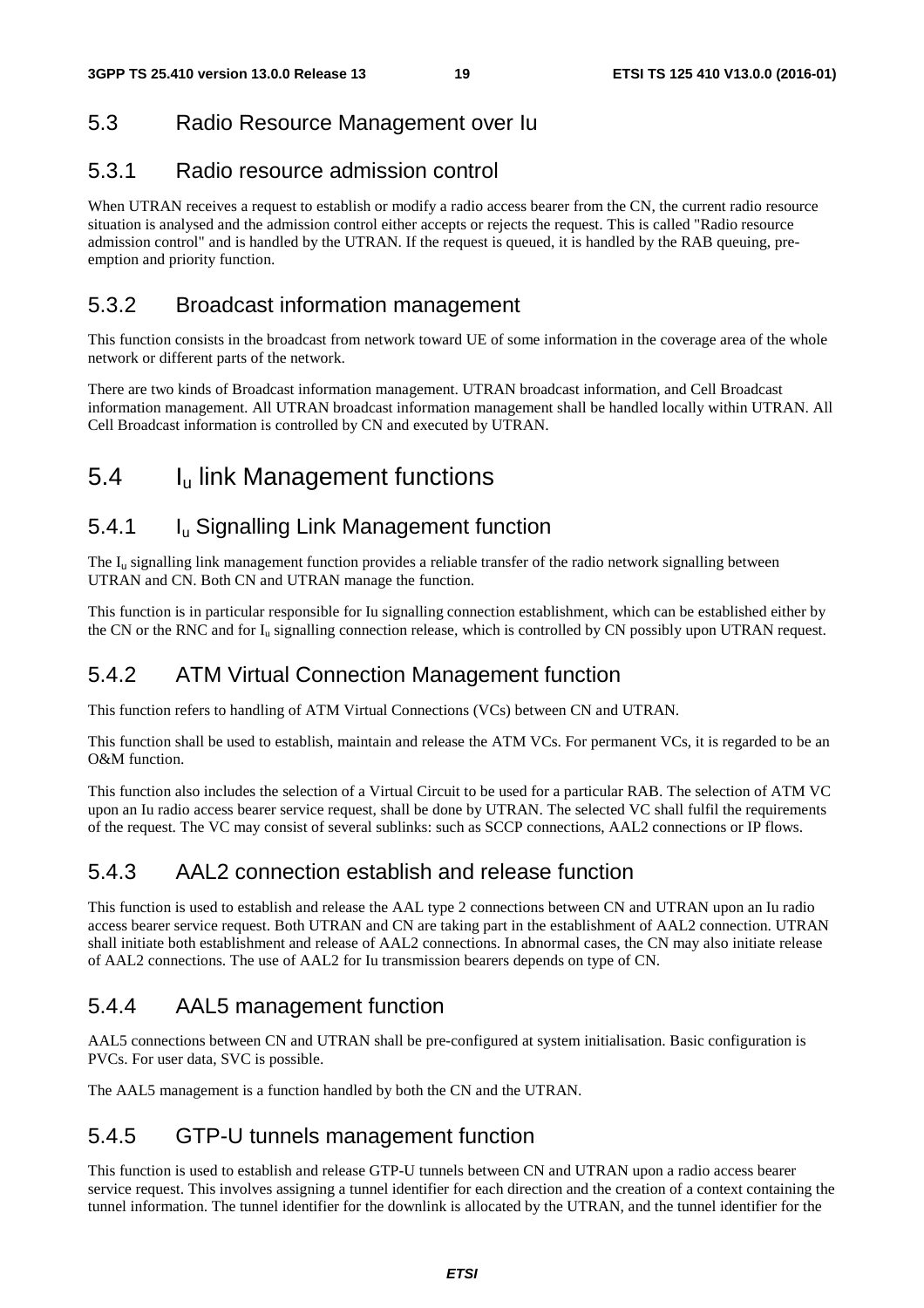## 5.3 Radio Resource Management over Iu

### 5.3.1 Radio resource admission control

When UTRAN receives a request to establish or modify a radio access bearer from the CN, the current radio resource situation is analysed and the admission control either accepts or rejects the request. This is called "Radio resource admission control" and is handled by the UTRAN. If the request is queued, it is handled by the RAB queuing, pre-emption and priority function.

### 5.3.2 Broadcast information management

This function consists in the broadcast from network toward UE of some information in the coverage area of the whole network or different parts of the network.

There are two kinds of Broadcast information management. UTRAN broadcast information, and Cell Broadcast information management. All UTRAN broadcast information management shall be handled locally within UTRAN. All Cell Broadcast information is controlled by CN and executed by UTRAN.

## 5.4 $I_u$ link Management functions

### 5.4.1 $I_u$ Signalling Link Management function

The $I_u$ signalling link management function provides a reliable transfer of the radio network signalling between UTRAN and CN. Both CN and UTRAN manage the function.

This function is in particular responsible for Iu signalling connection establishment, which can be established either by the CN or the RNC and for $I_u$ signalling connection release, which is controlled by CN possibly upon UTRAN request.

### 5.4.2 ATM Virtual Connection Management function

This function refers to handling of ATM Virtual Connections (VCs) between CN and UTRAN.

This function shall be used to establish, maintain and release the ATM VCs. For permanent VCs, it is regarded to be an O&M function.

This function also includes the selection of a Virtual Circuit to be used for a particular RAB. The selection of ATM VC upon an Iu radio access bearer service request, shall be done by UTRAN. The selected VC shall fulfil the requirements of the request. The VC may consist of several sublinks: such as SCCP connections, AAL2 connections or IP flows.

### 5.4.3 AAL2 connection establish and release function

This function is used to establish and release the AAL type 2 connections between CN and UTRAN upon an Iu radio access bearer service request. Both UTRAN and CN are taking part in the establishment of AAL2 connection. UTRAN shall initiate both establishment and release of AAL2 connections. In abnormal cases, the CN may also initiate release of AAL2 connections. The use of AAL2 for Iu transmission bearers depends on type of CN.

### 5.4.4 AAL5 management function

AAL5 connections between CN and UTRAN shall be pre-configured at system initialisation. Basic configuration is PVCs. For user data, SVC is possible.

The AAL5 management is a function handled by both the CN and the UTRAN.

### 5.4.5 GTP-U tunnels management function

This function is used to establish and release GTP-U tunnels between CN and UTRAN upon a radio access bearer service request. This involves assigning a tunnel identifier for each direction and the creation of a context containing the tunnel information. The tunnel identifier for the downlink is allocated by the UTRAN, and the tunnel identifier for the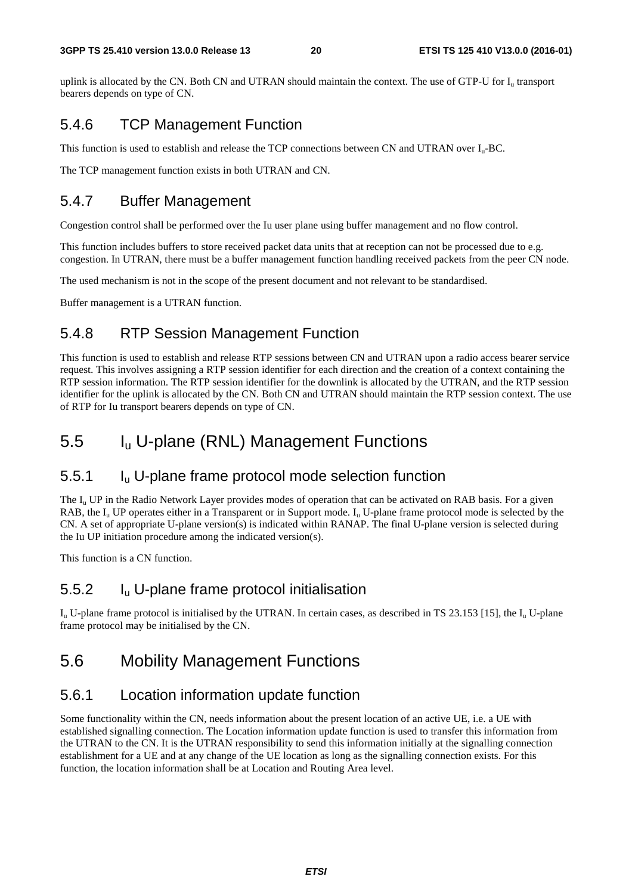uplink is allocated by the CN. Both CN and UTRAN should maintain the context. The use of GTP-U for $I_u$ transport bearers depends on type of CN.

### 5.4.6 TCP Management Function

This function is used to establish and release the TCP connections between CN and UTRAN over $I_u$-BC.

The TCP management function exists in both UTRAN and CN.

### 5.4.7 Buffer Management

Congestion control shall be performed over the Iu user plane using buffer management and no flow control.

This function includes buffers to store received packet data units that at reception can not be processed due to e.g. congestion. In UTRAN, there must be a buffer management function handling received packets from the peer CN node.

The used mechanism is not in the scope of the present document and not relevant to be standardised.

Buffer management is a UTRAN function.

### 5.4.8 RTP Session Management Function

This function is used to establish and release RTP sessions between CN and UTRAN upon a radio access bearer service request. This involves assigning a RTP session identifier for each direction and the creation of a context containing the RTP session information. The RTP session identifier for the downlink is allocated by the UTRAN, and the RTP session identifier for the uplink is allocated by the CN. Both CN and UTRAN should maintain the RTP session context. The use of RTP for Iu transport bearers depends on type of CN.

## 5.5 $I_u$ U-plane (RNL) Management Functions

### 5.5.1 $I_u$ U-plane frame protocol mode selection function

The $I_u$ UP in the Radio Network Layer provides modes of operation that can be activated on RAB basis. For a given RAB, the $I_u$ UP operates either in a Transparent or in Support mode. $I_u$ U-plane frame protocol mode is selected by the CN. A set of appropriate U-plane version(s) is indicated within RANAP. The final U-plane version is selected during the Iu UP initiation procedure among the indicated version(s).

This function is a CN function.

### 5.5.2 $I_u$ U-plane frame protocol initialisation

$I_u$ U-plane frame protocol is initialised by the UTRAN. In certain cases, as described in TS 23.153 [15], the $I_u$ U-plane frame protocol may be initialised by the CN.

## 5.6 Mobility Management Functions

### 5.6.1 Location information update function

Some functionality within the CN, needs information about the present location of an active UE, i.e. a UE with established signalling connection. The Location information update function is used to transfer this information from the UTRAN to the CN. It is the UTRAN responsibility to send this information initially at the signalling connection establishment for a UE and at any change of the UE location as long as the signalling connection exists. For this function, the location information shall be at Location and Routing Area level.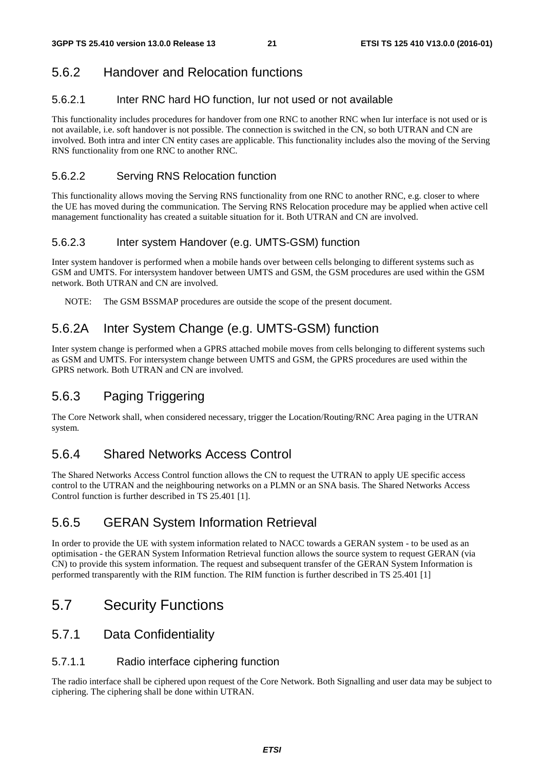### 5.6.2 Handover and Relocation functions

#### 5.6.2.1 Inter RNC hard HO function, Iur not used or not available

This functionality includes procedures for handover from one RNC to another RNC when Iur interface is not used or is not available, i.e. soft handover is not possible. The connection is switched in the CN, so both UTRAN and CN are involved. Both intra and inter CN entity cases are applicable. This functionality includes also the moving of the Serving RNS functionality from one RNC to another RNC.

#### 5.6.2.2 Serving RNS Relocation function

This functionality allows moving the Serving RNS functionality from one RNC to another RNC, e.g. closer to where the UE has moved during the communication. The Serving RNS Relocation procedure may be applied when active cell management functionality has created a suitable situation for it. Both UTRAN and CN are involved.

#### 5.6.2.3 Inter system Handover (e.g. UMTS-GSM) function

Inter system handover is performed when a mobile hands over between cells belonging to different systems such as GSM and UMTS. For intersystem handover between UMTS and GSM, the GSM procedures are used within the GSM network. Both UTRAN and CN are involved.

NOTE: The GSM BSSMAP procedures are outside the scope of the present document.

### 5.6.2A Inter System Change (e.g. UMTS-GSM) function

Inter system change is performed when a GPRS attached mobile moves from cells belonging to different systems such as GSM and UMTS. For intersystem change between UMTS and GSM, the GPRS procedures are used within the GPRS network. Both UTRAN and CN are involved.

### 5.6.3 Paging Triggering

The Core Network shall, when considered necessary, trigger the Location/Routing/RNC Area paging in the UTRAN system.

### 5.6.4 Shared Networks Access Control

The Shared Networks Access Control function allows the CN to request the UTRAN to apply UE specific access control to the UTRAN and the neighbouring networks on a PLMN or an SNA basis. The Shared Networks Access Control function is further described in TS 25.401 [1].

### 5.6.5 GERAN System Information Retrieval

In order to provide the UE with system information related to NACC towards a GERAN system - to be used as an optimisation - the GERAN System Information Retrieval function allows the source system to request GERAN (via CN) to provide this system information. The request and subsequent transfer of the GERAN System Information is performed transparently with the RIM function. The RIM function is further described in TS 25.401 [1]

## 5.7 Security Functions

### 5.7.1 Data Confidentiality

#### 5.7.1.1 Radio interface ciphering function

The radio interface shall be ciphered upon request of the Core Network. Both Signalling and user data may be subject to ciphering. The ciphering shall be done within UTRAN.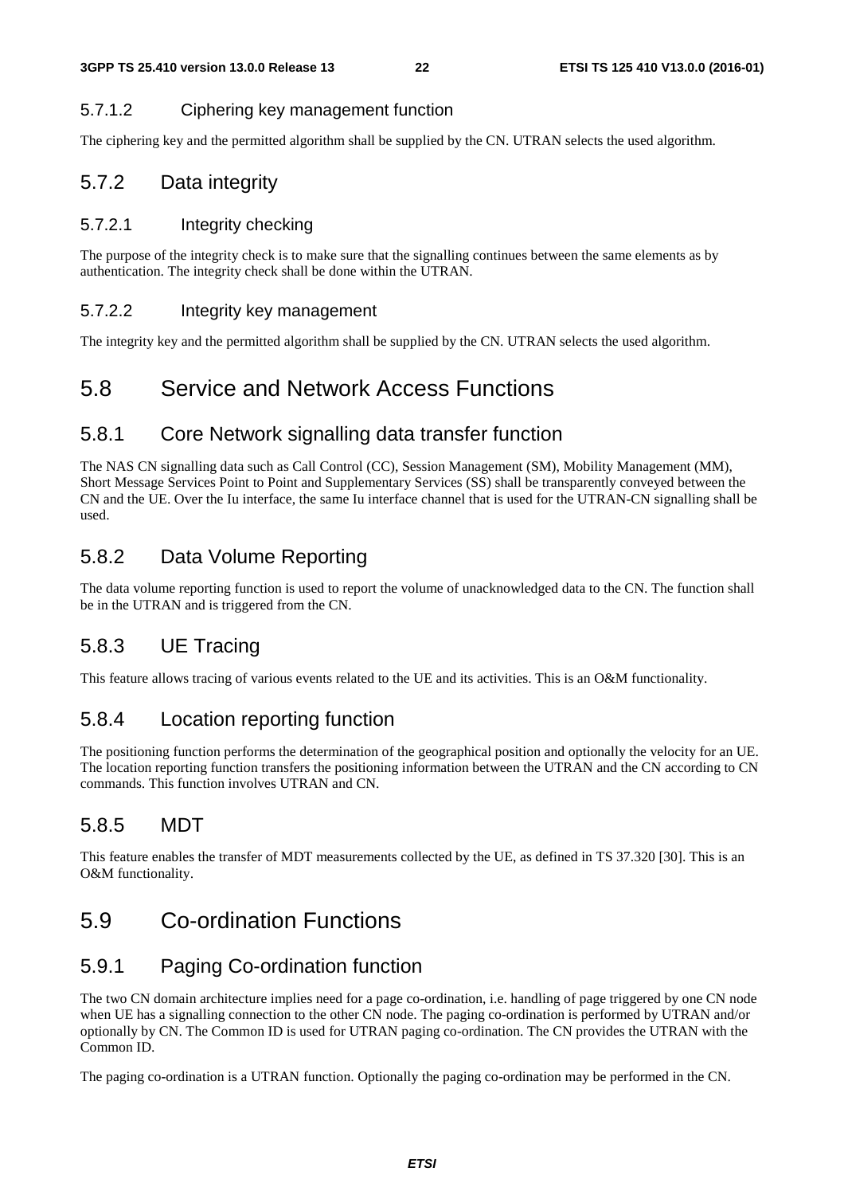#### 5.7.1.2 Ciphering key management function

The ciphering key and the permitted algorithm shall be supplied by the CN. UTRAN selects the used algorithm.

### 5.7.2 Data integrity

#### 5.7.2.1 Integrity checking

The purpose of the integrity check is to make sure that the signalling continues between the same elements as by authentication. The integrity check shall be done within the UTRAN.

#### 5.7.2.2 Integrity key management

The integrity key and the permitted algorithm shall be supplied by the CN. UTRAN selects the used algorithm.

## 5.8 Service and Network Access Functions

### 5.8.1 Core Network signalling data transfer function

The NAS CN signalling data such as Call Control (CC), Session Management (SM), Mobility Management (MM), Short Message Services Point to Point and Supplementary Services (SS) shall be transparently conveyed between the CN and the UE. Over the Iu interface, the same Iu interface channel that is used for the UTRAN-CN signalling shall be used.

### 5.8.2 Data Volume Reporting

The data volume reporting function is used to report the volume of unacknowledged data to the CN. The function shall be in the UTRAN and is triggered from the CN.

### 5.8.3 UE Tracing

This feature allows tracing of various events related to the UE and its activities. This is an O&M functionality.

### 5.8.4 Location reporting function

The positioning function performs the determination of the geographical position and optionally the velocity for an UE. The location reporting function transfers the positioning information between the UTRAN and the CN according to CN commands. This function involves UTRAN and CN.

### 5.8.5 MDT

This feature enables the transfer of MDT measurements collected by the UE, as defined in TS 37.320 [30]. This is an O&M functionality.

## 5.9 Co-ordination Functions

### 5.9.1 Paging Co-ordination function

The two CN domain architecture implies need for a page co-ordination, i.e. handling of page triggered by one CN node when UE has a signalling connection to the other CN node. The paging co-ordination is performed by UTRAN and/or optionally by CN. The Common ID is used for UTRAN paging co-ordination. The CN provides the UTRAN with the Common ID.

The paging co-ordination is a UTRAN function. Optionally the paging co-ordination may be performed in the CN.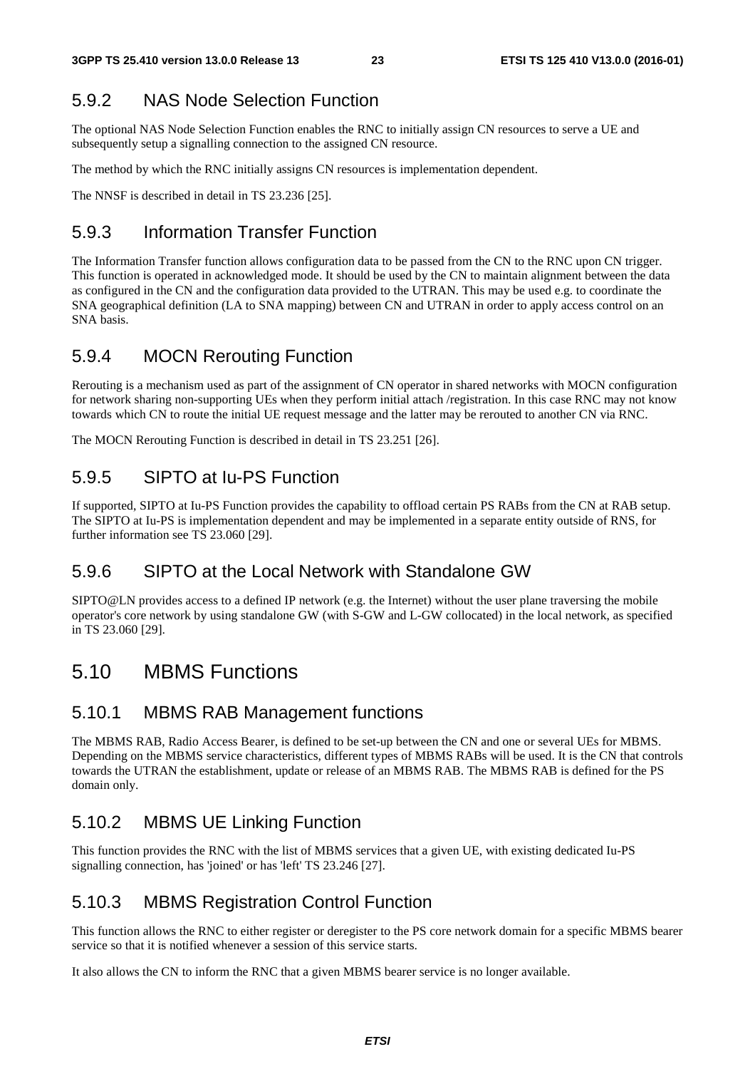### 5.9.2 NAS Node Selection Function

The optional NAS Node Selection Function enables the RNC to initially assign CN resources to serve a UE and subsequently setup a signalling connection to the assigned CN resource.

The method by which the RNC initially assigns CN resources is implementation dependent.

The NNSF is described in detail in TS 23.236 [25].

### 5.9.3 Information Transfer Function

The Information Transfer function allows configuration data to be passed from the CN to the RNC upon CN trigger. This function is operated in acknowledged mode. It should be used by the CN to maintain alignment between the data as configured in the CN and the configuration data provided to the UTRAN. This may be used e.g. to coordinate the SNA geographical definition (LA to SNA mapping) between CN and UTRAN in order to apply access control on an SNA basis.

### 5.9.4 MOCN Rerouting Function

Rerouting is a mechanism used as part of the assignment of CN operator in shared networks with MOCN configuration for network sharing non-supporting UEs when they perform initial attach /registration. In this case RNC may not know towards which CN to route the initial UE request message and the latter may be rerouted to another CN via RNC.

The MOCN Rerouting Function is described in detail in TS 23.251 [26].

### 5.9.5 SIPTO at Iu-PS Function

If supported, SIPTO at Iu-PS Function provides the capability to offload certain PS RABs from the CN at RAB setup. The SIPTO at Iu-PS is implementation dependent and may be implemented in a separate entity outside of RNS, for further information see TS 23.060 [29].

### 5.9.6 SIPTO at the Local Network with Standalone GW

SIPTO@LN provides access to a defined IP network (e.g. the Internet) without the user plane traversing the mobile operator's core network by using standalone GW (with S-GW and L-GW collocated) in the local network, as specified in TS 23.060 [29].

## 5.10 MBMS Functions

### 5.10.1 MBMS RAB Management functions

The MBMS RAB, Radio Access Bearer, is defined to be set-up between the CN and one or several UEs for MBMS. Depending on the MBMS service characteristics, different types of MBMS RABs will be used. It is the CN that controls towards the UTRAN the establishment, update or release of an MBMS RAB. The MBMS RAB is defined for the PS domain only.

### 5.10.2 MBMS UE Linking Function

This function provides the RNC with the list of MBMS services that a given UE, with existing dedicated Iu-PS signalling connection, has 'joined' or has 'left' TS 23.246 [27].

### 5.10.3 MBMS Registration Control Function

This function allows the RNC to either register or deregister to the PS core network domain for a specific MBMS bearer service so that it is notified whenever a session of this service starts.

It also allows the CN to inform the RNC that a given MBMS bearer service is no longer available.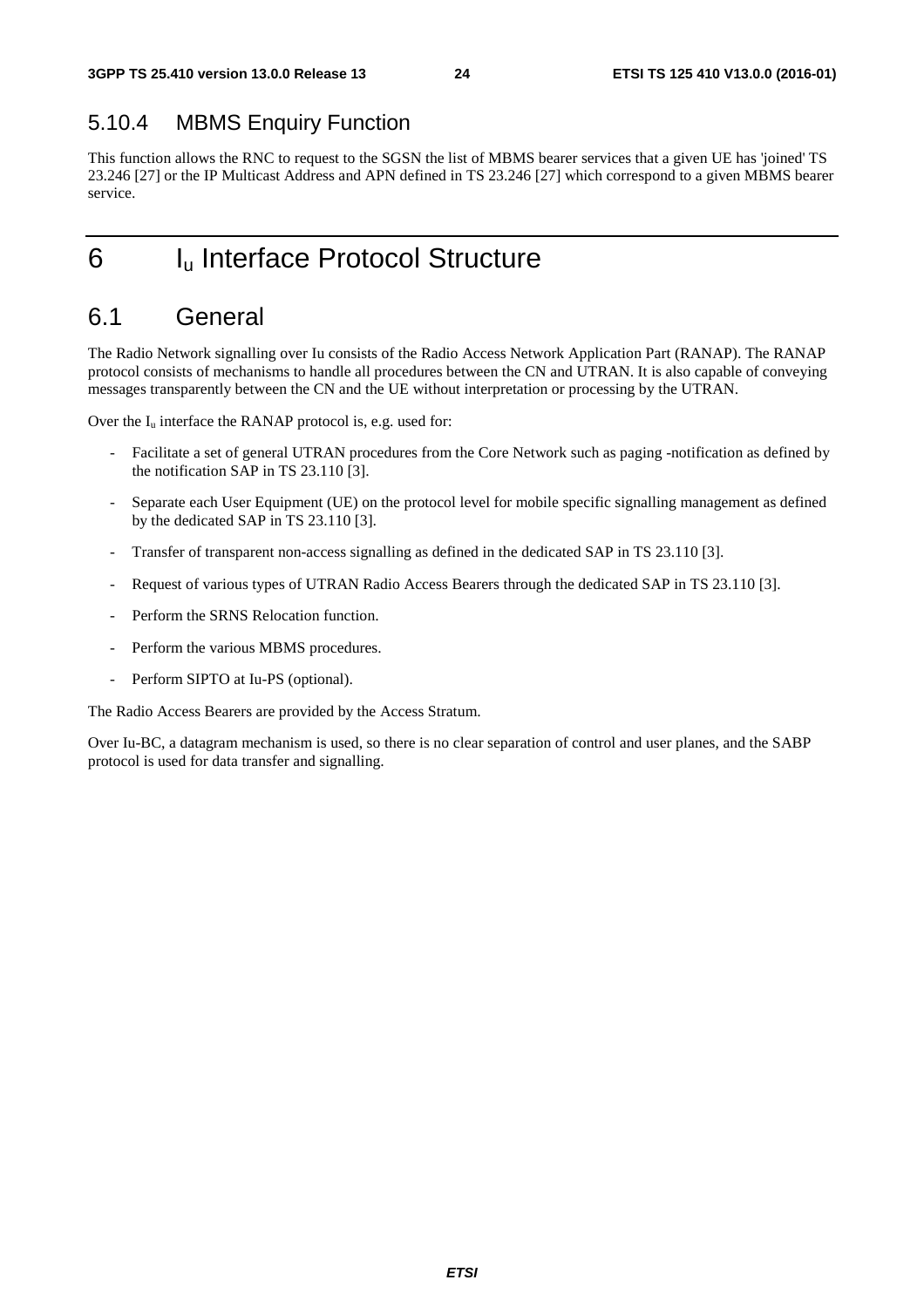### 5.10.4 MBMS Enquiry Function

This function allows the RNC to request to the SGSN the list of MBMS bearer services that a given UE has 'joined' TS 23.246 [27] or the IP Multicast Address and APN defined in TS 23.246 [27] which correspond to a given MBMS bearer service.

# 6 $I_u$ Interface Protocol Structure

## 6.1 General

The Radio Network signalling over Iu consists of the Radio Access Network Application Part (RANAP). The RANAP protocol consists of mechanisms to handle all procedures between the CN and UTRAN. It is also capable of conveying messages transparently between the CN and the UE without interpretation or processing by the UTRAN.

Over the $I_u$ interface the RANAP protocol is, e.g. used for:

- Facilitate a set of general UTRAN procedures from the Core Network such as paging -notification as defined by the notification SAP in TS 23.110 [3].
- Separate each User Equipment (UE) on the protocol level for mobile specific signalling management as defined by the dedicated SAP in TS 23.110 [3].
- Transfer of transparent non-access signalling as defined in the dedicated SAP in TS 23.110 [3].
- Request of various types of UTRAN Radio Access Bearers through the dedicated SAP in TS 23.110 [3].
- Perform the SRNS Relocation function.
- Perform the various MBMS procedures.
- Perform SIPTO at Iu-PS (optional).

The Radio Access Bearers are provided by the Access Stratum.

Over Iu-BC, a datagram mechanism is used, so there is no clear separation of control and user planes, and the SABP protocol is used for data transfer and signalling.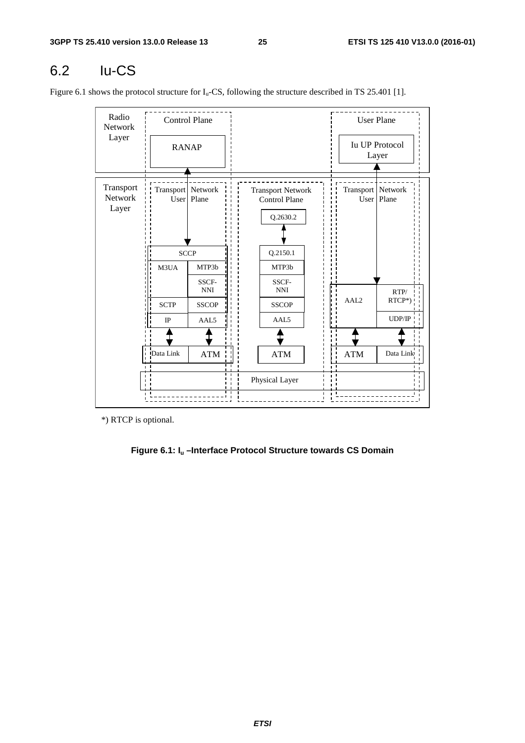# 6.2 Iu-CS

Figure 6.1 shows the protocol structure for $I_u$-CS, following the structure described in TS 25.401 [1].

*) RTCP is optional.

**Figure 6.1: $I_u$ –Interface Protocol Structure towards CS Domain**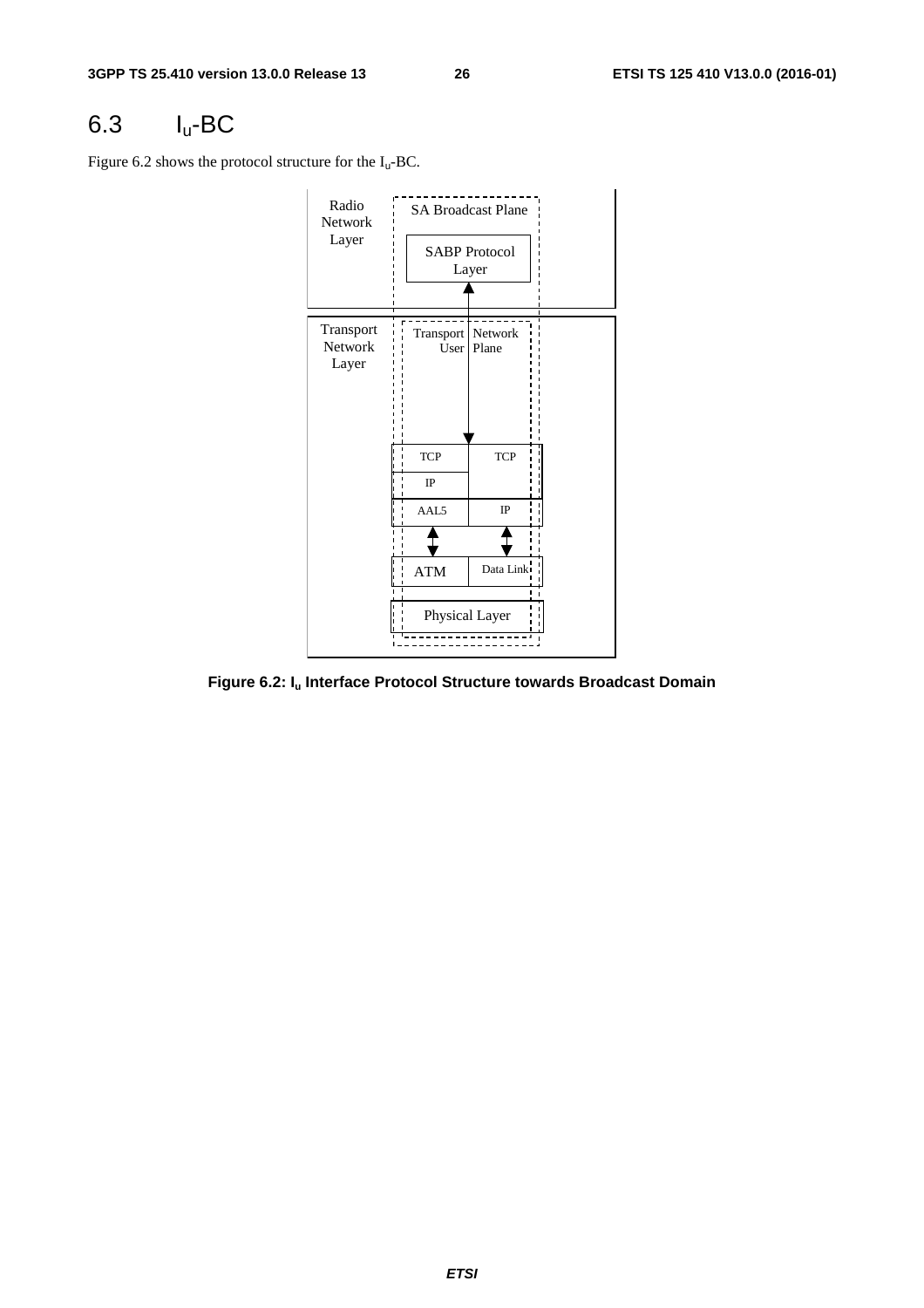# 6.3 $I_u$-BC

Figure 6.2 shows the protocol structure for the $I_u$-BC.

Radio Network Layer

SA Broadcast Plane

SABP Protocol Layer

Transport Network Layer

Transport Network User Plane

| TCP | TCP |
|---|---|
| IP | |
| AAL5 | IP |
| ATM | Data Link |
| Physical Layer | |

**Figure 6.2: $I_u$ Interface Protocol Structure towards Broadcast Domain**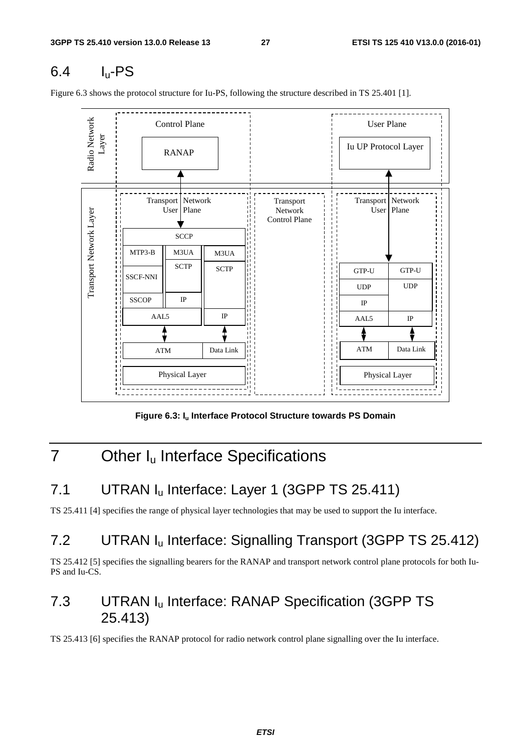## 6.4 $I_u$-PS

Figure 6.3 shows the protocol structure for Iu-PS, following the structure described in TS 25.401 [1].

**Figure 6.3: $I_u$ Interface Protocol Structure towards PS Domain**

# 7 Other $I_u$ Interface Specifications

## 7.1 UTRAN $I_u$ Interface: Layer 1 (3GPP TS 25.411)

TS 25.411 [4] specifies the range of physical layer technologies that may be used to support the Iu interface.

## 7.2 UTRAN $I_u$ Interface: Signalling Transport (3GPP TS 25.412)

TS 25.412 [5] specifies the signalling bearers for the RANAP and transport network control plane protocols for both Iu-PS and Iu-CS.

## 7.3 UTRAN $I_u$ Interface: RANAP Specification (3GPP TS 25.413)

TS 25.413 [6] specifies the RANAP protocol for radio network control plane signalling over the Iu interface.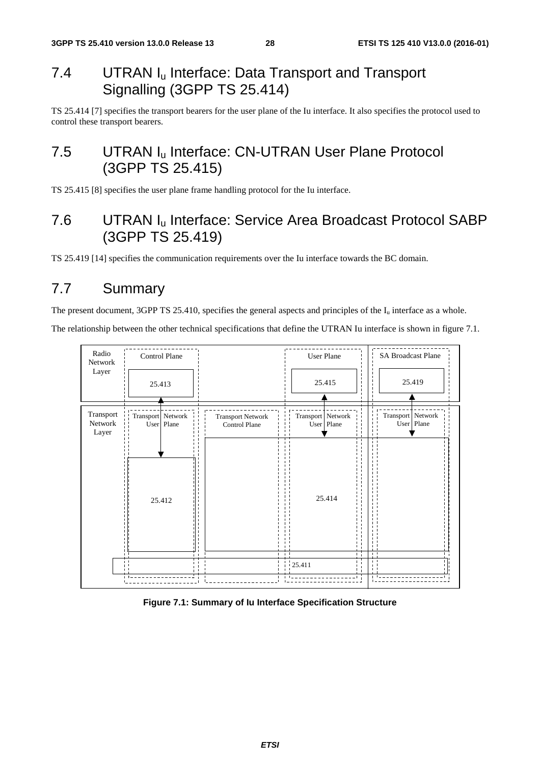## 7.4 UTRAN $I_u$ Interface: Data Transport and Transport Signalling (3GPP TS 25.414)

TS 25.414 [7] specifies the transport bearers for the user plane of the Iu interface. It also specifies the protocol used to control these transport bearers.

## 7.5 UTRAN $I_u$ Interface: CN-UTRAN User Plane Protocol (3GPP TS 25.415)

TS 25.415 [8] specifies the user plane frame handling protocol for the Iu interface.

## 7.6 UTRAN $I_u$ Interface: Service Area Broadcast Protocol SABP (3GPP TS 25.419)

TS 25.419 [14] specifies the communication requirements over the Iu interface towards the BC domain.

## 7.7 Summary

The present document, 3GPP TS 25.410, specifies the general aspects and principles of the $I_u$ interface as a whole.

The relationship between the other technical specifications that define the UTRAN Iu interface is shown in figure 7.1.

Radio Network Layer | Control Plane | 25.413 | User Plane | 25.415 | SA Broadcast Plane | 25.419

Transport Network Layer | Transport Network User Plane | 25.412 | Transport Network Control Plane | Transport Network User Plane | 25.414 | Transport Network User Plane | 25.411

**Figure 7.1: Summary of Iu Interface Specification Structure**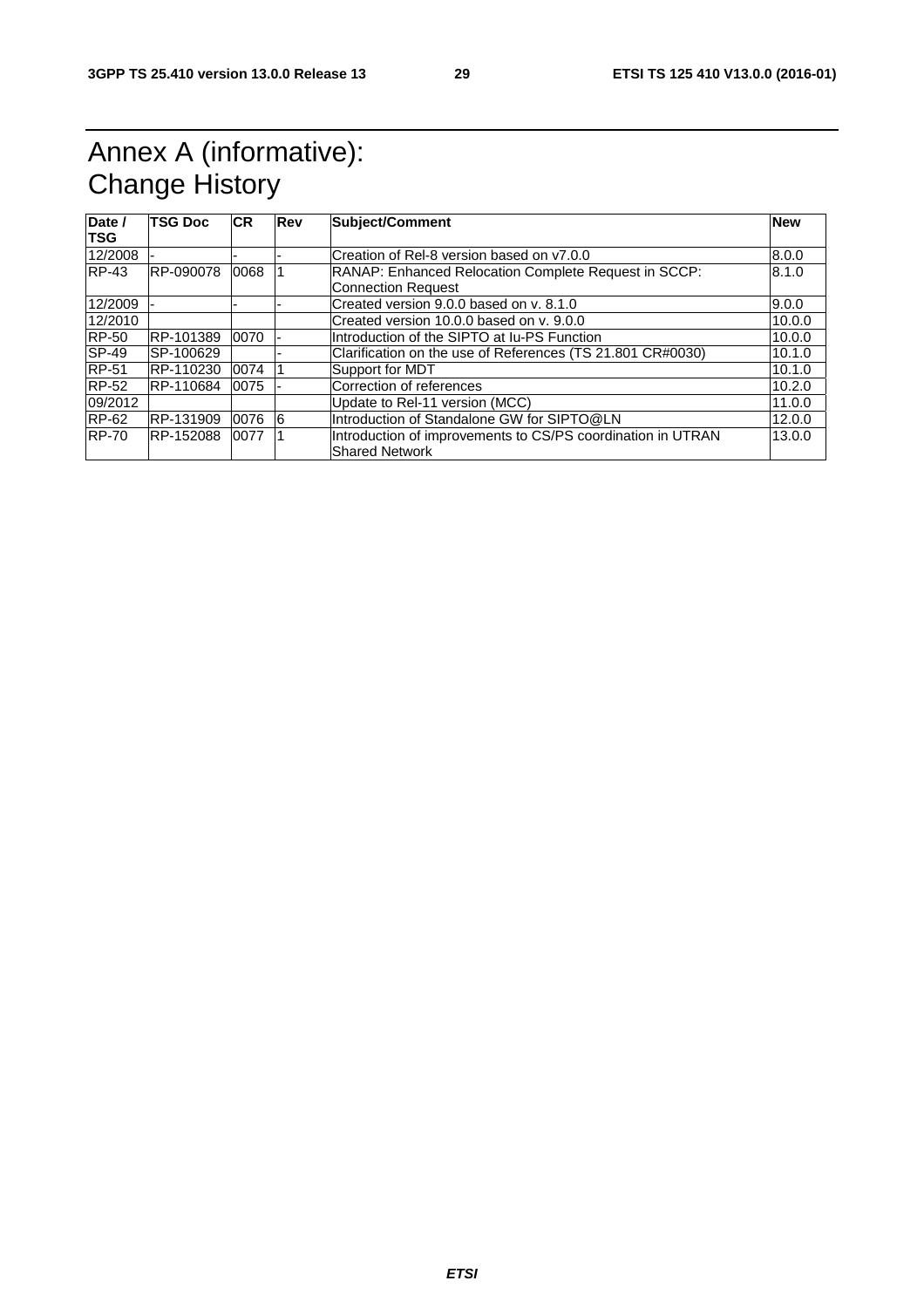# Annex A (informative): Change History

| Date / TSG | TSG Doc | CR | Rev | Subject/Comment | New |
|---|---|---|---|---|---|
| 12/2008 | - | - | - | Creation of Rel-8 version based on v7.0.0 | 8.0.0 |
| RP-43 | RP-090078 | 0068 | 1 | RANAP: Enhanced Relocation Complete Request in SCCP: Connection Request | 8.1.0 |
| 12/2009 | - | - | - | Created version 9.0.0 based on v. 8.1.0 | 9.0.0 |
| 12/2010 | | | | Created version 10.0.0 based on v. 9.0.0 | 10.0.0 |
| RP-50 | RP-101389 | 0070 | - | Introduction of the SIPTO at Iu-PS Function | 10.0.0 |
| SP-49 | SP-100629 | | - | Clarification on the use of References (TS 21.801 CR#0030) | 10.1.0 |
| RP-51 | RP-110230 | 0074 | 1 | Support for MDT | 10.1.0 |
| RP-52 | RP-110684 | 0075 | - | Correction of references | 10.2.0 |
| 09/2012 | | | | Update to Rel-11 version (MCC) | 11.0.0 |
| RP-62 | RP-131909 | 0076 | 6 | Introduction of Standalone GW for SIPTO@LN | 12.0.0 |
| RP-70 | RP-152088 | 0077 | 1 | Introduction of improvements to CS/PS coordination in UTRAN Shared Network | 13.0.0 |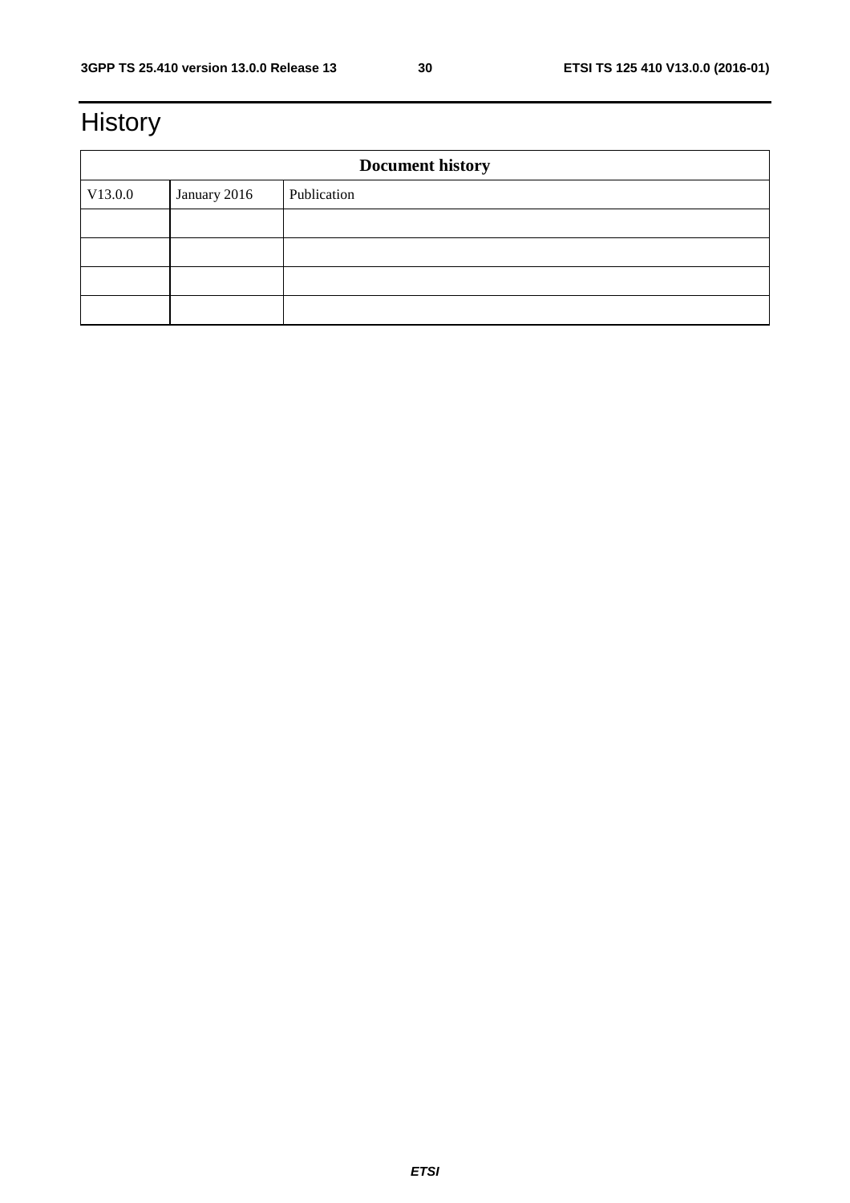# History

| Document history | | |
|---|---|---|
| V13.0.0 | January 2016 | Publication |
| | | |
| | | |
| | | |
| | | |